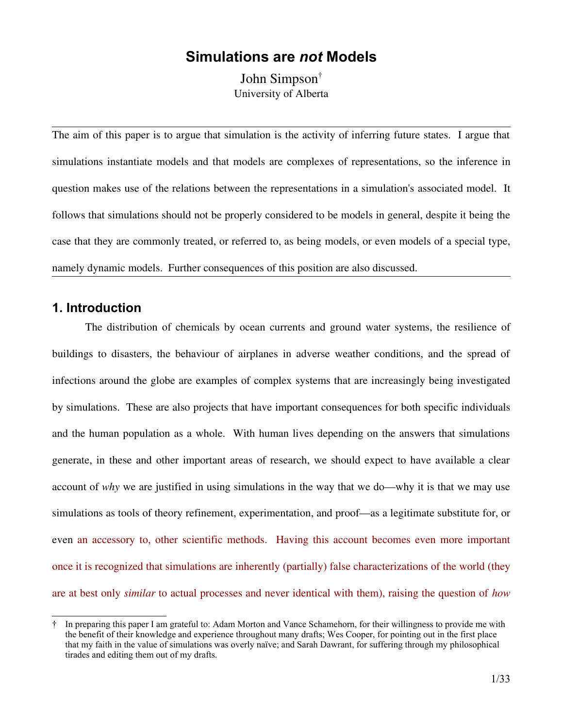# Simulations are *not* Models

John Simpson[†]
University of Alberta

---

The aim of this paper is to argue that simulation is the activity of inferring future states. I argue that simulations instantiate models and that models are complexes of representations, so the inference in question makes use of the relations between the representations in a simulation's associated model. It follows that simulations should not be properly considered to be models in general, despite it being the case that they are commonly treated, or referred to, as being models, or even models of a special type, namely dynamic models. Further consequences of this position are also discussed.

---

## 1. Introduction

The distribution of chemicals by ocean currents and ground water systems, the resilience of buildings to disasters, the behaviour of airplanes in adverse weather conditions, and the spread of infections around the globe are examples of complex systems that are increasingly being investigated by simulations. These are also projects that have important consequences for both specific individuals and the human population as a whole. With human lives depending on the answers that simulations generate, in these and other important areas of research, we should expect to have available a clear account of *why* we are justified in using simulations in the way that we do—why it is that we may use simulations as tools of theory refinement, experimentation, and proof—as a legitimate substitute for, or even an accessory to, other scientific methods. Having this account becomes even more important once it is recognized that simulations are inherently (partially) false characterizations of the world (they are at best only *similar* to actual processes and never identical with them), raising the question of *how*

---

[†] In preparing this paper I am grateful to: Adam Morton and Vance Schamehorn, for their willingness to provide me with the benefit of their knowledge and experience throughout many drafts; Wes Cooper, for pointing out in the first place that my faith in the value of simulations was overly naïve; and Sarah Dawrant, for suffering through my philosophical tirades and editing them out of my drafts.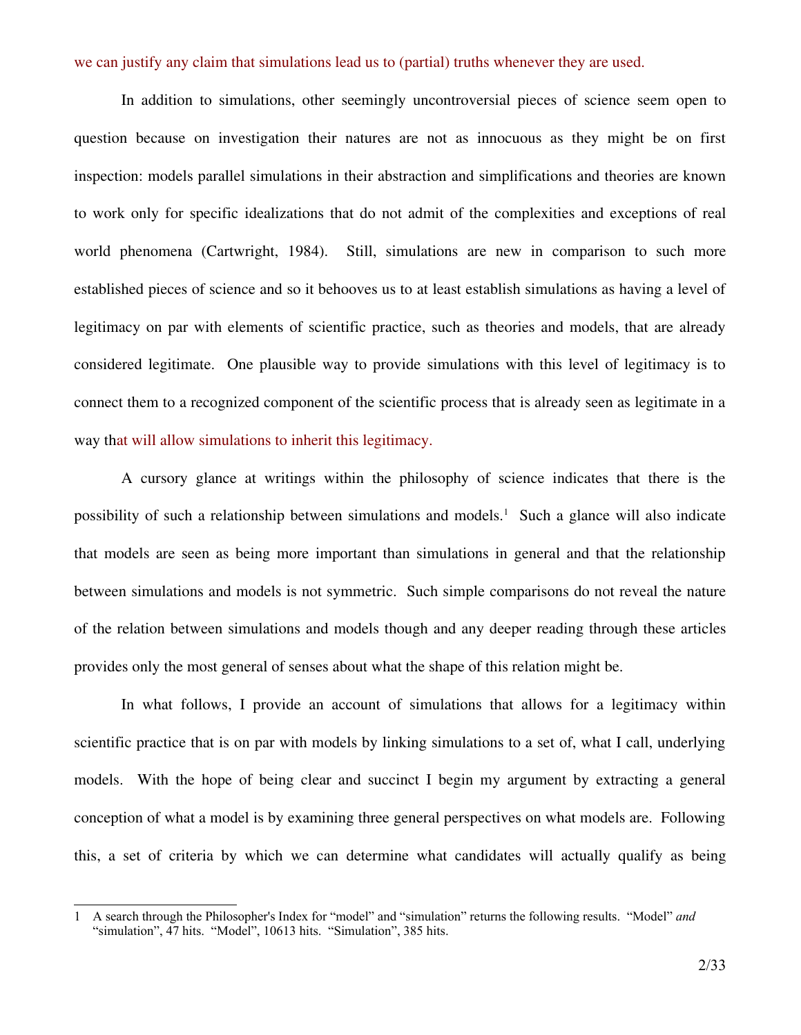we can justify any claim that simulations lead us to (partial) truths whenever they are used.

In addition to simulations, other seemingly uncontroversial pieces of science seem open to question because on investigation their natures are not as innocuous as they might be on first inspection: models parallel simulations in their abstraction and simplifications and theories are known to work only for specific idealizations that do not admit of the complexities and exceptions of real world phenomena (Cartwright, 1984). Still, simulations are new in comparison to such more established pieces of science and so it behooves us to at least establish simulations as having a level of legitimacy on par with elements of scientific practice, such as theories and models, that are already considered legitimate. One plausible way to provide simulations with this level of legitimacy is to connect them to a recognized component of the scientific process that is already seen as legitimate in a way that will allow simulations to inherit this legitimacy.

A cursory glance at writings within the philosophy of science indicates that there is the possibility of such a relationship between simulations and models.[1] Such a glance will also indicate that models are seen as being more important than simulations in general and that the relationship between simulations and models is not symmetric. Such simple comparisons do not reveal the nature of the relation between simulations and models though and any deeper reading through these articles provides only the most general of senses about what the shape of this relation might be.

In what follows, I provide an account of simulations that allows for a legitimacy within scientific practice that is on par with models by linking simulations to a set of, what I call, underlying models. With the hope of being clear and succinct I begin my argument by extracting a general conception of what a model is by examining three general perspectives on what models are. Following this, a set of criteria by which we can determine what candidates will actually qualify as being

---

1 A search through the Philosopher's Index for "model" and "simulation" returns the following results. "Model" *and* "simulation", 47 hits. "Model", 10613 hits. "Simulation", 385 hits.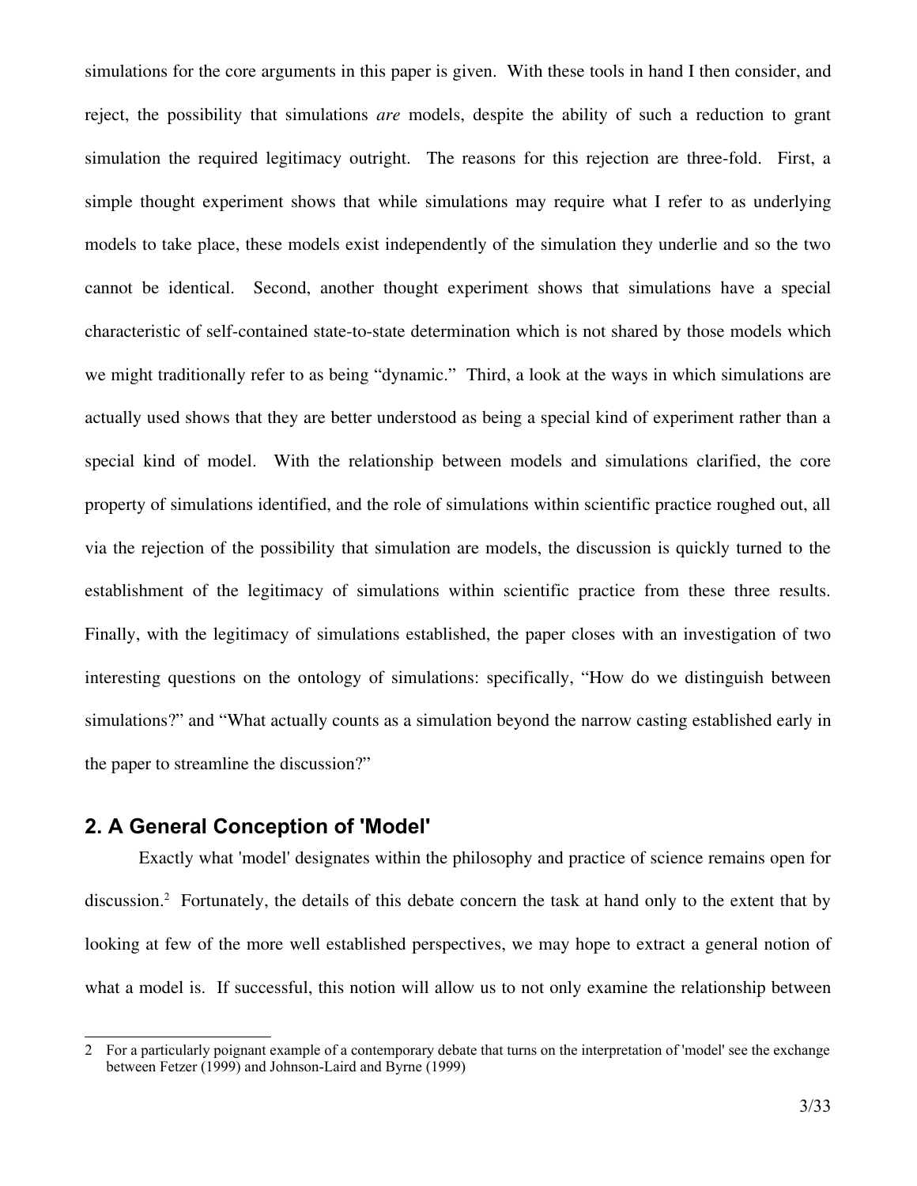simulations for the core arguments in this paper is given. With these tools in hand I then consider, and reject, the possibility that simulations *are* models, despite the ability of such a reduction to grant simulation the required legitimacy outright. The reasons for this rejection are three-fold. First, a simple thought experiment shows that while simulations may require what I refer to as underlying models to take place, these models exist independently of the simulation they underlie and so the two cannot be identical. Second, another thought experiment shows that simulations have a special characteristic of self-contained state-to-state determination which is not shared by those models which we might traditionally refer to as being "dynamic." Third, a look at the ways in which simulations are actually used shows that they are better understood as being a special kind of experiment rather than a special kind of model. With the relationship between models and simulations clarified, the core property of simulations identified, and the role of simulations within scientific practice roughed out, all via the rejection of the possibility that simulation are models, the discussion is quickly turned to the establishment of the legitimacy of simulations within scientific practice from these three results. Finally, with the legitimacy of simulations established, the paper closes with an investigation of two interesting questions on the ontology of simulations: specifically, "How do we distinguish between simulations?" and "What actually counts as a simulation beyond the narrow casting established early in the paper to streamline the discussion?"

## 2. A General Conception of 'Model'

Exactly what 'model' designates within the philosophy and practice of science remains open for discussion.[2] Fortunately, the details of this debate concern the task at hand only to the extent that by looking at few of the more well established perspectives, we may hope to extract a general notion of what a model is. If successful, this notion will allow us to not only examine the relationship between

---

[2] For a particularly poignant example of a contemporary debate that turns on the interpretation of 'model' see the exchange between Fetzer (1999) and Johnson-Laird and Byrne (1999)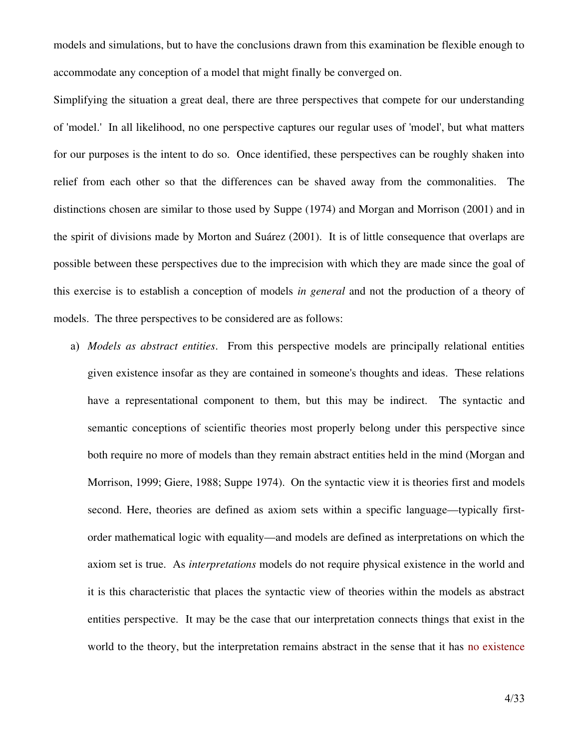models and simulations, but to have the conclusions drawn from this examination be flexible enough to accommodate any conception of a model that might finally be converged on.

Simplifying the situation a great deal, there are three perspectives that compete for our understanding of 'model.' In all likelihood, no one perspective captures our regular uses of 'model', but what matters for our purposes is the intent to do so. Once identified, these perspectives can be roughly shaken into relief from each other so that the differences can be shaved away from the commonalities. The distinctions chosen are similar to those used by Suppe (1974) and Morgan and Morrison (2001) and in the spirit of divisions made by Morton and Suárez (2001). It is of little consequence that overlaps are possible between these perspectives due to the imprecision with which they are made since the goal of this exercise is to establish a conception of models *in general* and not the production of a theory of models. The three perspectives to be considered are as follows:

a) *Models as abstract entities*. From this perspective models are principally relational entities given existence insofar as they are contained in someone's thoughts and ideas. These relations have a representational component to them, but this may be indirect. The syntactic and semantic conceptions of scientific theories most properly belong under this perspective since both require no more of models than they remain abstract entities held in the mind (Morgan and Morrison, 1999; Giere, 1988; Suppe 1974). On the syntactic view it is theories first and models second. Here, theories are defined as axiom sets within a specific language—typically first-order mathematical logic with equality—and models are defined as interpretations on which the axiom set is true. As *interpretations* models do not require physical existence in the world and it is this characteristic that places the syntactic view of theories within the models as abstract entities perspective. It may be the case that our interpretation connects things that exist in the world to the theory, but the interpretation remains abstract in the sense that it has no existence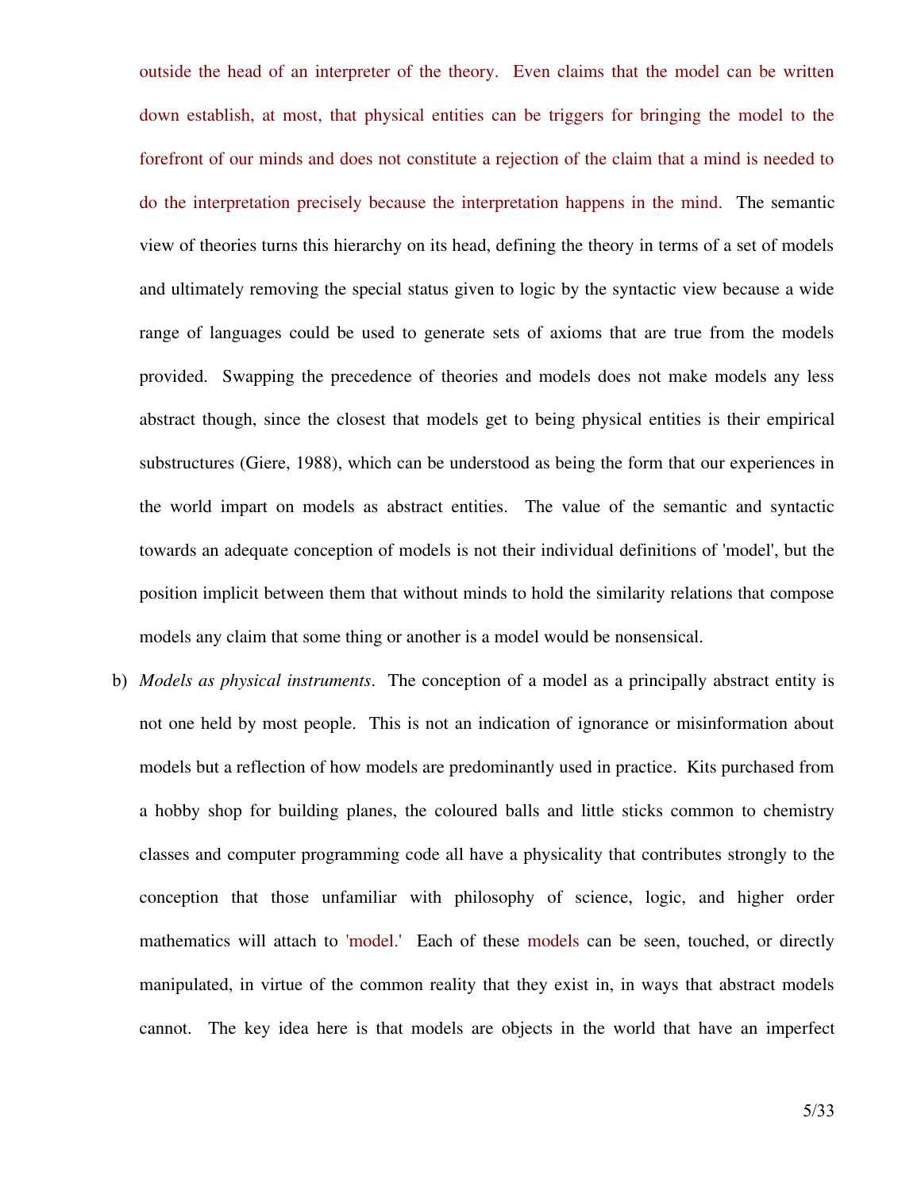outside the head of an interpreter of the theory. Even claims that the model can be written down establish, at most, that physical entities can be triggers for bringing the model to the forefront of our minds and does not constitute a rejection of the claim that a mind is needed to do the interpretation precisely because the interpretation happens in the mind. The semantic view of theories turns this hierarchy on its head, defining the theory in terms of a set of models and ultimately removing the special status given to logic by the syntactic view because a wide range of languages could be used to generate sets of axioms that are true from the models provided. Swapping the precedence of theories and models does not make models any less abstract though, since the closest that models get to being physical entities is their empirical substructures (Giere, 1988), which can be understood as being the form that our experiences in the world impart on models as abstract entities. The value of the semantic and syntactic towards an adequate conception of models is not their individual definitions of 'model', but the position implicit between them that without minds to hold the similarity relations that compose models any claim that some thing or another is a model would be nonsensical.

b) *Models as physical instruments*. The conception of a model as a principally abstract entity is not one held by most people. This is not an indication of ignorance or misinformation about models but a reflection of how models are predominantly used in practice. Kits purchased from a hobby shop for building planes, the coloured balls and little sticks common to chemistry classes and computer programming code all have a physicality that contributes strongly to the conception that those unfamiliar with philosophy of science, logic, and higher order mathematics will attach to 'model.' Each of these models can be seen, touched, or directly manipulated, in virtue of the common reality that they exist in, in ways that abstract models cannot. The key idea here is that models are objects in the world that have an imperfect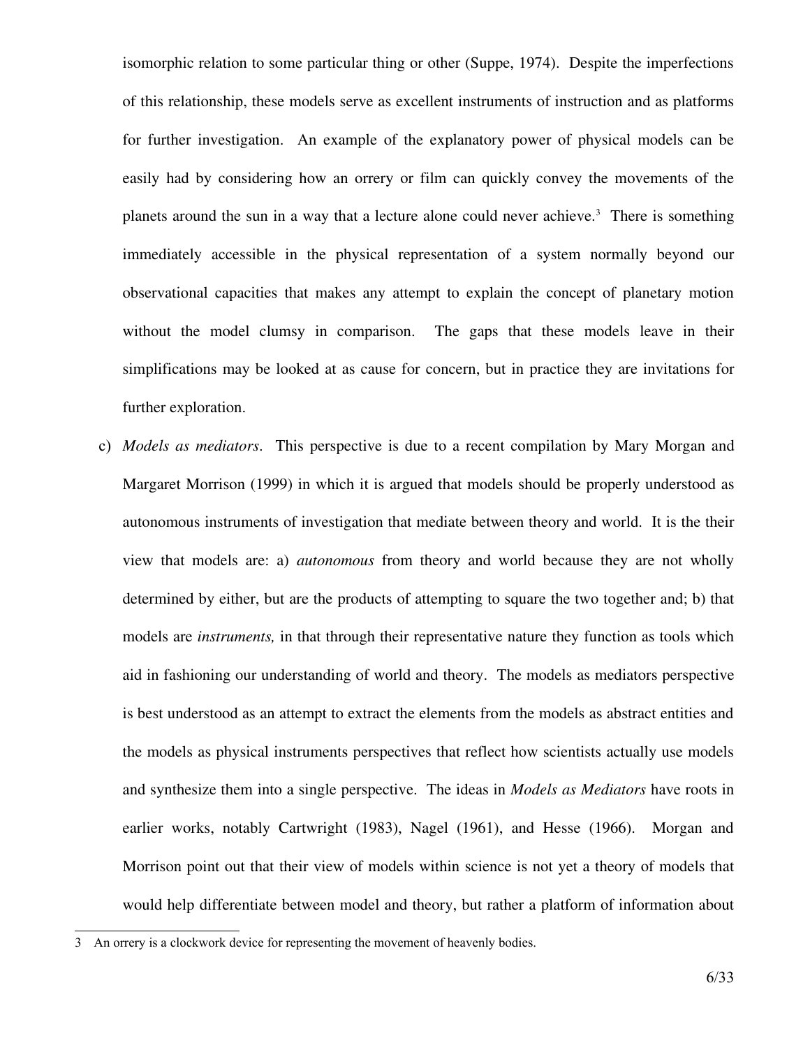isomorphic relation to some particular thing or other (Suppe, 1974). Despite the imperfections of this relationship, these models serve as excellent instruments of instruction and as platforms for further investigation. An example of the explanatory power of physical models can be easily had by considering how an orrery or film can quickly convey the movements of the planets around the sun in a way that a lecture alone could never achieve.[3] There is something immediately accessible in the physical representation of a system normally beyond our observational capacities that makes any attempt to explain the concept of planetary motion without the model clumsy in comparison. The gaps that these models leave in their simplifications may be looked at as cause for concern, but in practice they are invitations for further exploration.

c) *Models as mediators*. This perspective is due to a recent compilation by Mary Morgan and Margaret Morrison (1999) in which it is argued that models should be properly understood as autonomous instruments of investigation that mediate between theory and world. It is the their view that models are: a) *autonomous* from theory and world because they are not wholly determined by either, but are the products of attempting to square the two together and; b) that models are *instruments,* in that through their representative nature they function as tools which aid in fashioning our understanding of world and theory. The models as mediators perspective is best understood as an attempt to extract the elements from the models as abstract entities and the models as physical instruments perspectives that reflect how scientists actually use models and synthesize them into a single perspective. The ideas in *Models as Mediators* have roots in earlier works, notably Cartwright (1983), Nagel (1961), and Hesse (1966). Morgan and Morrison point out that their view of models within science is not yet a theory of models that would help differentiate between model and theory, but rather a platform of information about

---

3 An orrery is a clockwork device for representing the movement of heavenly bodies.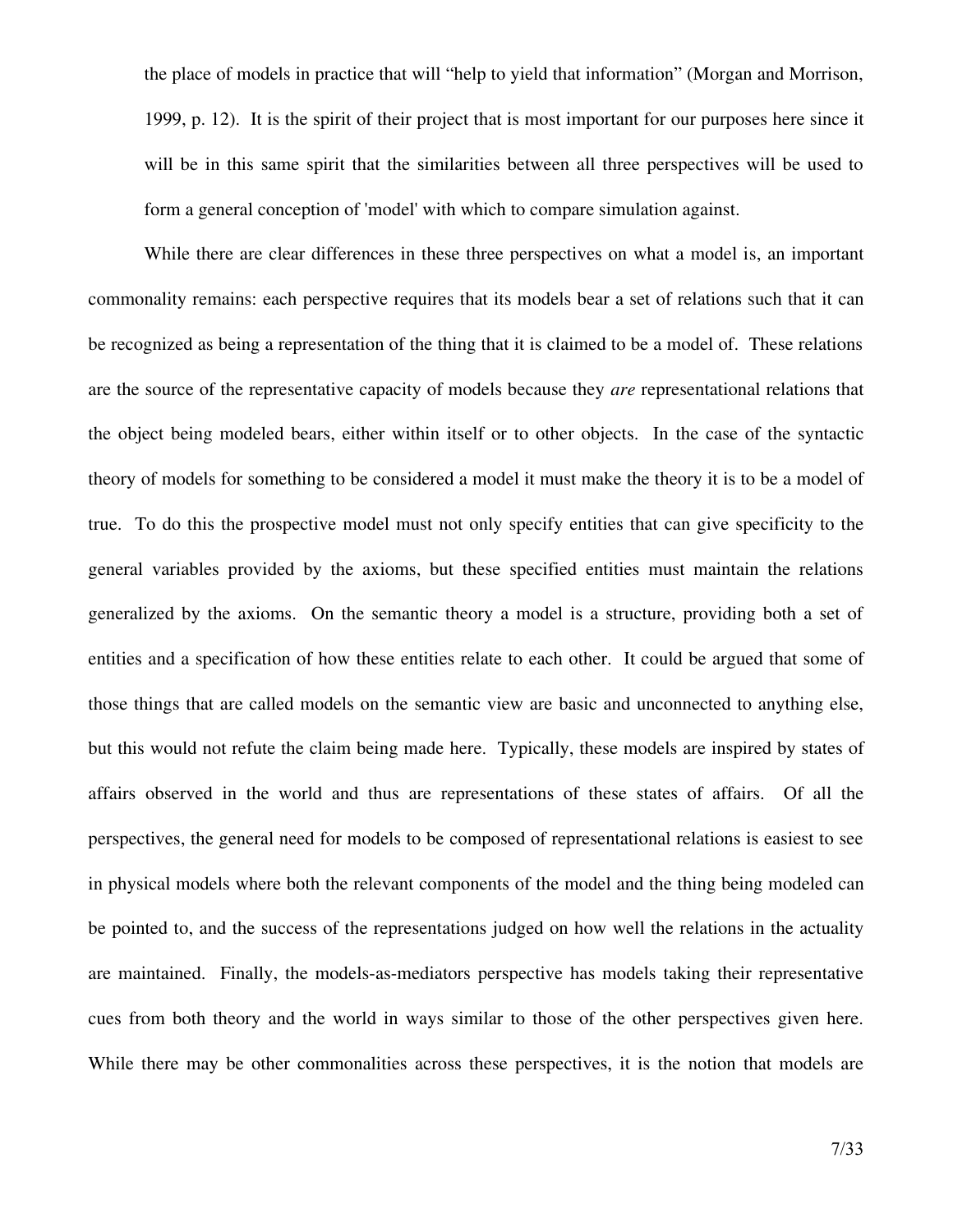the place of models in practice that will “help to yield that information” (Morgan and Morrison, 1999, p. 12). It is the spirit of their project that is most important for our purposes here since it will be in this same spirit that the similarities between all three perspectives will be used to form a general conception of 'model' with which to compare simulation against.

While there are clear differences in these three perspectives on what a model is, an important commonality remains: each perspective requires that its models bear a set of relations such that it can be recognized as being a representation of the thing that it is claimed to be a model of. These relations are the source of the representative capacity of models because they *are* representational relations that the object being modeled bears, either within itself or to other objects. In the case of the syntactic theory of models for something to be considered a model it must make the theory it is to be a model of true. To do this the prospective model must not only specify entities that can give specificity to the general variables provided by the axioms, but these specified entities must maintain the relations generalized by the axioms. On the semantic theory a model is a structure, providing both a set of entities and a specification of how these entities relate to each other. It could be argued that some of those things that are called models on the semantic view are basic and unconnected to anything else, but this would not refute the claim being made here. Typically, these models are inspired by states of affairs observed in the world and thus are representations of these states of affairs. Of all the perspectives, the general need for models to be composed of representational relations is easiest to see in physical models where both the relevant components of the model and the thing being modeled can be pointed to, and the success of the representations judged on how well the relations in the actuality are maintained. Finally, the models-as-mediators perspective has models taking their representative cues from both theory and the world in ways similar to those of the other perspectives given here. While there may be other commonalities across these perspectives, it is the notion that models are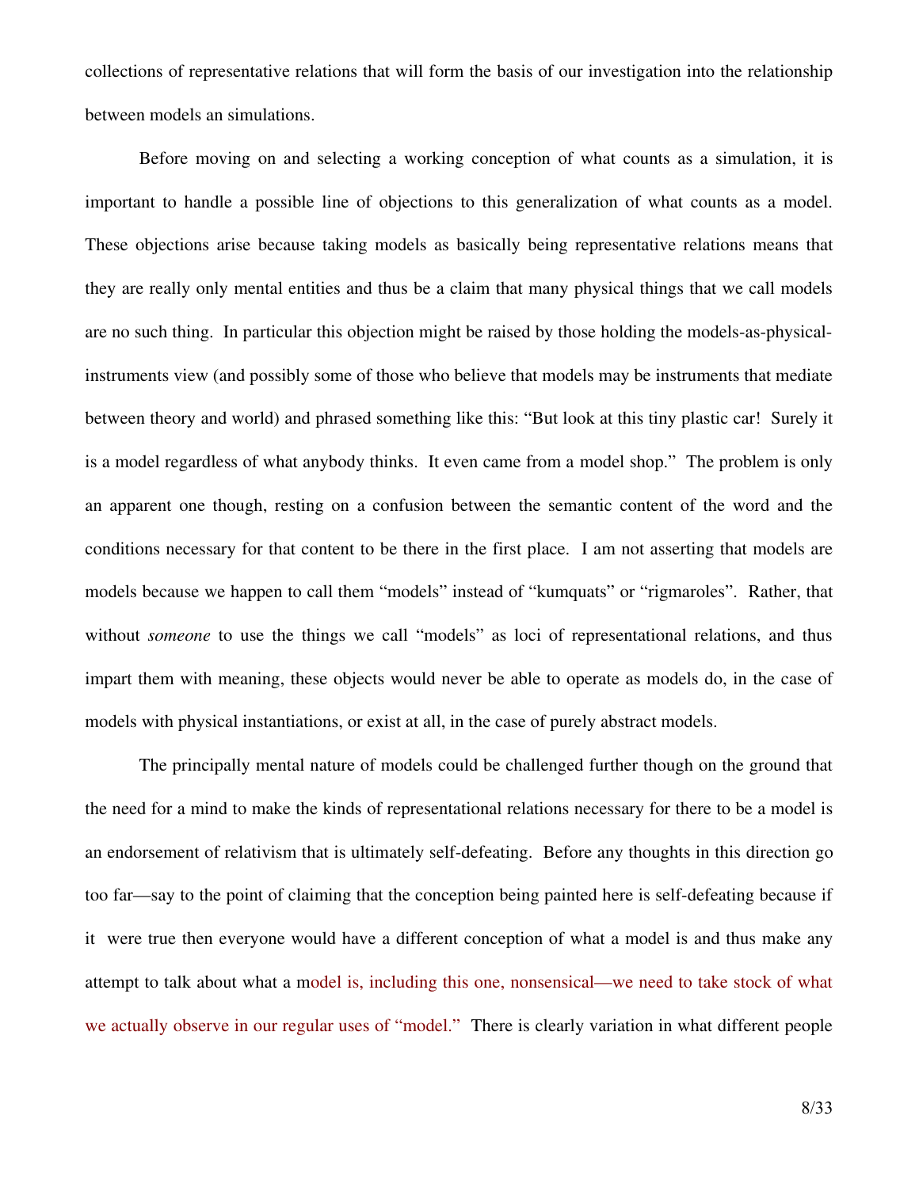collections of representative relations that will form the basis of our investigation into the relationship between models an simulations.

Before moving on and selecting a working conception of what counts as a simulation, it is important to handle a possible line of objections to this generalization of what counts as a model. These objections arise because taking models as basically being representative relations means that they are really only mental entities and thus be a claim that many physical things that we call models are no such thing. In particular this objection might be raised by those holding the models-as-physical-instruments view (and possibly some of those who believe that models may be instruments that mediate between theory and world) and phrased something like this: "But look at this tiny plastic car! Surely it is a model regardless of what anybody thinks. It even came from a model shop." The problem is only an apparent one though, resting on a confusion between the semantic content of the word and the conditions necessary for that content to be there in the first place. I am not asserting that models are models because we happen to call them "models" instead of "kumquats" or "rigmaroles". Rather, that without *someone* to use the things we call "models" as loci of representational relations, and thus impart them with meaning, these objects would never be able to operate as models do, in the case of models with physical instantiations, or exist at all, in the case of purely abstract models.

The principally mental nature of models could be challenged further though on the ground that the need for a mind to make the kinds of representational relations necessary for there to be a model is an endorsement of relativism that is ultimately self-defeating. Before any thoughts in this direction go too far—say to the point of claiming that the conception being painted here is self-defeating because if it were true then everyone would have a different conception of what a model is and thus make any attempt to talk about what a model is, including this one, nonsensical—we need to take stock of what we actually observe in our regular uses of "model." There is clearly variation in what different people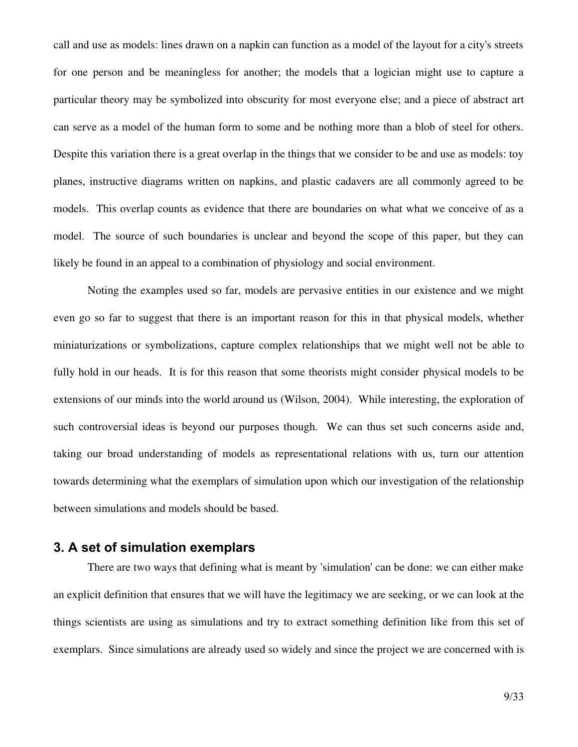call and use as models: lines drawn on a napkin can function as a model of the layout for a city's streets for one person and be meaningless for another; the models that a logician might use to capture a particular theory may be symbolized into obscurity for most everyone else; and a piece of abstract art can serve as a model of the human form to some and be nothing more than a blob of steel for others. Despite this variation there is a great overlap in the things that we consider to be and use as models: toy planes, instructive diagrams written on napkins, and plastic cadavers are all commonly agreed to be models. This overlap counts as evidence that there are boundaries on what what we conceive of as a model. The source of such boundaries is unclear and beyond the scope of this paper, but they can likely be found in an appeal to a combination of physiology and social environment.

Noting the examples used so far, models are pervasive entities in our existence and we might even go so far to suggest that there is an important reason for this in that physical models, whether miniaturizations or symbolizations, capture complex relationships that we might well not be able to fully hold in our heads. It is for this reason that some theorists might consider physical models to be extensions of our minds into the world around us (Wilson, 2004). While interesting, the exploration of such controversial ideas is beyond our purposes though. We can thus set such concerns aside and, taking our broad understanding of models as representational relations with us, turn our attention towards determining what the exemplars of simulation upon which our investigation of the relationship between simulations and models should be based.

## 3. A set of simulation exemplars

There are two ways that defining what is meant by 'simulation' can be done: we can either make an explicit definition that ensures that we will have the legitimacy we are seeking, or we can look at the things scientists are using as simulations and try to extract something definition like from this set of exemplars. Since simulations are already used so widely and since the project we are concerned with is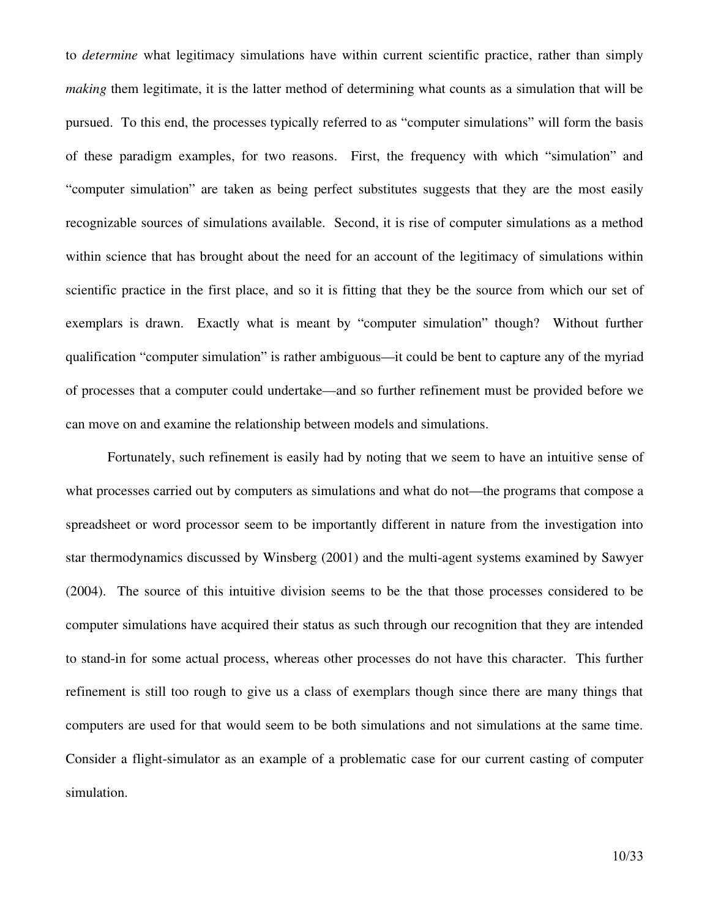to *determine* what legitimacy simulations have within current scientific practice, rather than simply *making* them legitimate, it is the latter method of determining what counts as a simulation that will be pursued. To this end, the processes typically referred to as "computer simulations" will form the basis of these paradigm examples, for two reasons. First, the frequency with which "simulation" and "computer simulation" are taken as being perfect substitutes suggests that they are the most easily recognizable sources of simulations available. Second, it is rise of computer simulations as a method within science that has brought about the need for an account of the legitimacy of simulations within scientific practice in the first place, and so it is fitting that they be the source from which our set of exemplars is drawn. Exactly what is meant by "computer simulation" though? Without further qualification "computer simulation" is rather ambiguous—it could be bent to capture any of the myriad of processes that a computer could undertake—and so further refinement must be provided before we can move on and examine the relationship between models and simulations.

Fortunately, such refinement is easily had by noting that we seem to have an intuitive sense of what processes carried out by computers as simulations and what do not—the programs that compose a spreadsheet or word processor seem to be importantly different in nature from the investigation into star thermodynamics discussed by Winsberg (2001) and the multi-agent systems examined by Sawyer (2004). The source of this intuitive division seems to be the that those processes considered to be computer simulations have acquired their status as such through our recognition that they are intended to stand-in for some actual process, whereas other processes do not have this character. This further refinement is still too rough to give us a class of exemplars though since there are many things that computers are used for that would seem to be both simulations and not simulations at the same time. Consider a flight-simulator as an example of a problematic case for our current casting of computer simulation.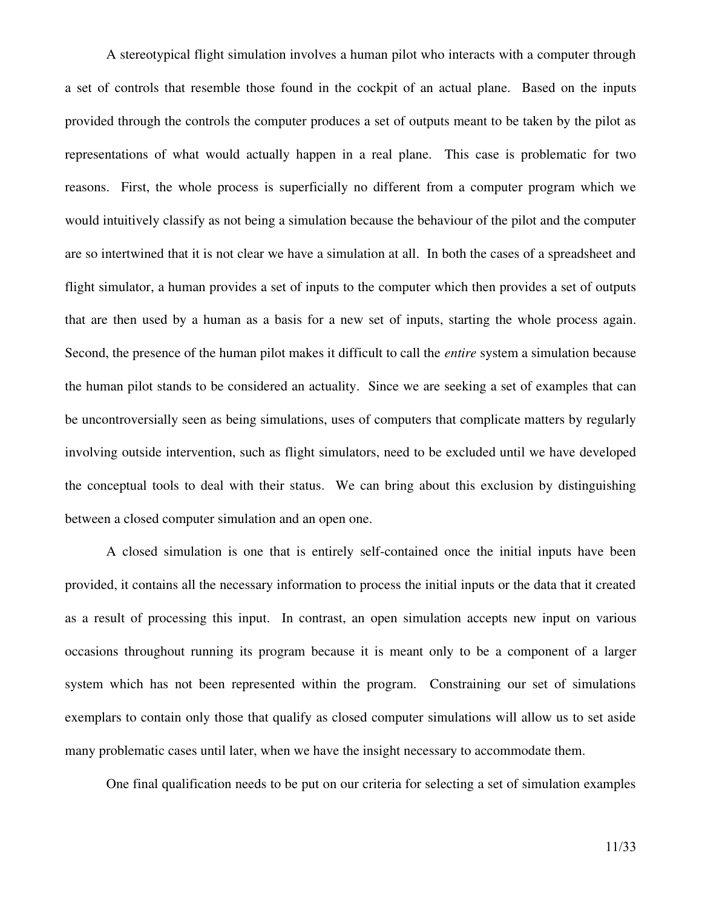A stereotypical flight simulation involves a human pilot who interacts with a computer through a set of controls that resemble those found in the cockpit of an actual plane. Based on the inputs provided through the controls the computer produces a set of outputs meant to be taken by the pilot as representations of what would actually happen in a real plane. This case is problematic for two reasons. First, the whole process is superficially no different from a computer program which we would intuitively classify as not being a simulation because the behaviour of the pilot and the computer are so intertwined that it is not clear we have a simulation at all. In both the cases of a spreadsheet and flight simulator, a human provides a set of inputs to the computer which then provides a set of outputs that are then used by a human as a basis for a new set of inputs, starting the whole process again. Second, the presence of the human pilot makes it difficult to call the *entire* system a simulation because the human pilot stands to be considered an actuality. Since we are seeking a set of examples that can be uncontroversially seen as being simulations, uses of computers that complicate matters by regularly involving outside intervention, such as flight simulators, need to be excluded until we have developed the conceptual tools to deal with their status. We can bring about this exclusion by distinguishing between a closed computer simulation and an open one.

A closed simulation is one that is entirely self-contained once the initial inputs have been provided, it contains all the necessary information to process the initial inputs or the data that it created as a result of processing this input. In contrast, an open simulation accepts new input on various occasions throughout running its program because it is meant only to be a component of a larger system which has not been represented within the program. Constraining our set of simulations exemplars to contain only those that qualify as closed computer simulations will allow us to set aside many problematic cases until later, when we have the insight necessary to accommodate them.

One final qualification needs to be put on our criteria for selecting a set of simulation examples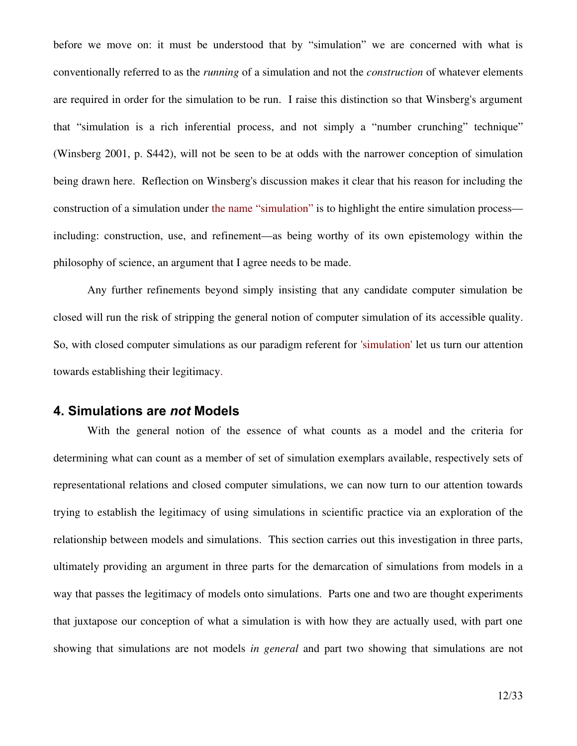before we move on: it must be understood that by "simulation" we are concerned with what is conventionally referred to as the *running* of a simulation and not the *construction* of whatever elements are required in order for the simulation to be run. I raise this distinction so that Winsberg's argument that "simulation is a rich inferential process, and not simply a "number crunching" technique" (Winsberg 2001, p. S442), will not be seen to be at odds with the narrower conception of simulation being drawn here. Reflection on Winsberg's discussion makes it clear that his reason for including the construction of a simulation under the name "simulation" is to highlight the entire simulation process—including: construction, use, and refinement—as being worthy of its own epistemology within the philosophy of science, an argument that I agree needs to be made.

Any further refinements beyond simply insisting that any candidate computer simulation be closed will run the risk of stripping the general notion of computer simulation of its accessible quality. So, with closed computer simulations as our paradigm referent for 'simulation' let us turn our attention towards establishing their legitimacy.

## 4. Simulations are *not* Models

With the general notion of the essence of what counts as a model and the criteria for determining what can count as a member of set of simulation exemplars available, respectively sets of representational relations and closed computer simulations, we can now turn to our attention towards trying to establish the legitimacy of using simulations in scientific practice via an exploration of the relationship between models and simulations. This section carries out this investigation in three parts, ultimately providing an argument in three parts for the demarcation of simulations from models in a way that passes the legitimacy of models onto simulations. Parts one and two are thought experiments that juxtapose our conception of what a simulation is with how they are actually used, with part one showing that simulations are not models *in general* and part two showing that simulations are not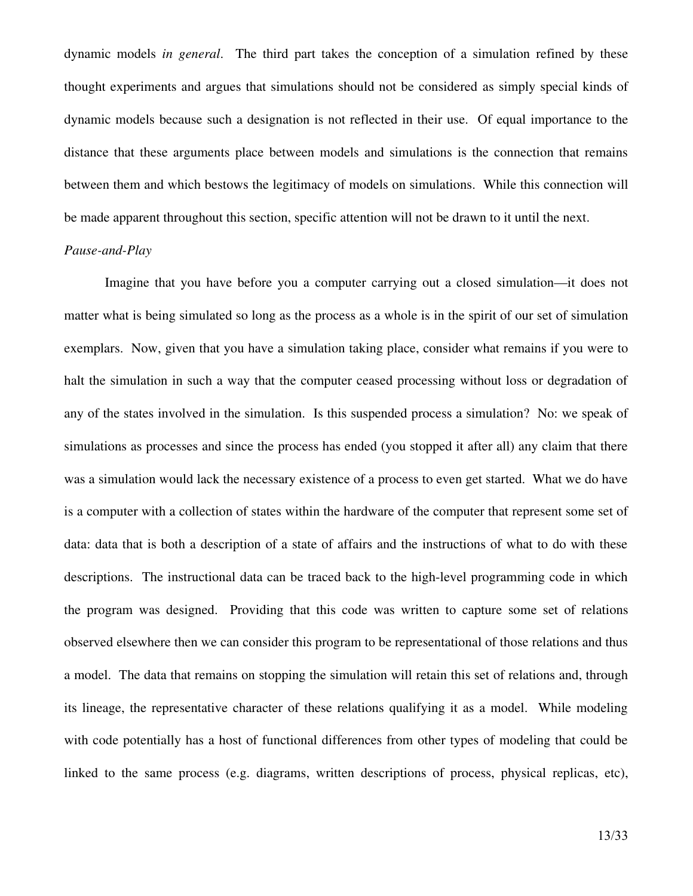dynamic models *in general*. The third part takes the conception of a simulation refined by these thought experiments and argues that simulations should not be considered as simply special kinds of dynamic models because such a designation is not reflected in their use. Of equal importance to the distance that these arguments place between models and simulations is the connection that remains between them and which bestows the legitimacy of models on simulations. While this connection will be made apparent throughout this section, specific attention will not be drawn to it until the next.

*Pause-and-Play*

Imagine that you have before you a computer carrying out a closed simulation—it does not matter what is being simulated so long as the process as a whole is in the spirit of our set of simulation exemplars. Now, given that you have a simulation taking place, consider what remains if you were to halt the simulation in such a way that the computer ceased processing without loss or degradation of any of the states involved in the simulation. Is this suspended process a simulation? No: we speak of simulations as processes and since the process has ended (you stopped it after all) any claim that there was a simulation would lack the necessary existence of a process to even get started. What we do have is a computer with a collection of states within the hardware of the computer that represent some set of data: data that is both a description of a state of affairs and the instructions of what to do with these descriptions. The instructional data can be traced back to the high-level programming code in which the program was designed. Providing that this code was written to capture some set of relations observed elsewhere then we can consider this program to be representational of those relations and thus a model. The data that remains on stopping the simulation will retain this set of relations and, through its lineage, the representative character of these relations qualifying it as a model. While modeling with code potentially has a host of functional differences from other types of modeling that could be linked to the same process (e.g. diagrams, written descriptions of process, physical replicas, etc),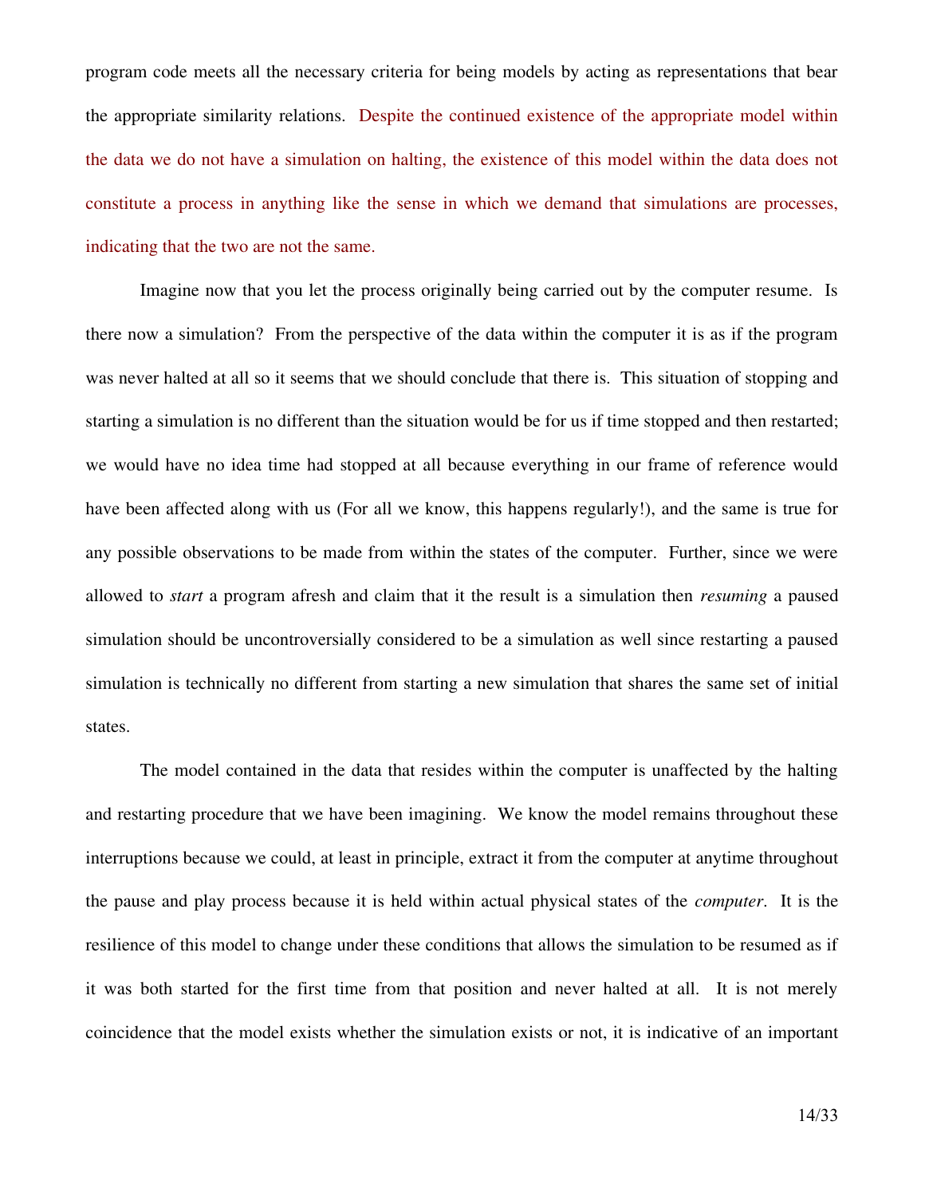program code meets all the necessary criteria for being models by acting as representations that bear the appropriate similarity relations. Despite the continued existence of the appropriate model within the data we do not have a simulation on halting, the existence of this model within the data does not constitute a process in anything like the sense in which we demand that simulations are processes, indicating that the two are not the same.

Imagine now that you let the process originally being carried out by the computer resume. Is there now a simulation? From the perspective of the data within the computer it is as if the program was never halted at all so it seems that we should conclude that there is. This situation of stopping and starting a simulation is no different than the situation would be for us if time stopped and then restarted; we would have no idea time had stopped at all because everything in our frame of reference would have been affected along with us (For all we know, this happens regularly!), and the same is true for any possible observations to be made from within the states of the computer. Further, since we were allowed to *start* a program afresh and claim that it the result is a simulation then *resuming* a paused simulation should be uncontroversially considered to be a simulation as well since restarting a paused simulation is technically no different from starting a new simulation that shares the same set of initial states.

The model contained in the data that resides within the computer is unaffected by the halting and restarting procedure that we have been imagining. We know the model remains throughout these interruptions because we could, at least in principle, extract it from the computer at anytime throughout the pause and play process because it is held within actual physical states of the *computer*. It is the resilience of this model to change under these conditions that allows the simulation to be resumed as if it was both started for the first time from that position and never halted at all. It is not merely coincidence that the model exists whether the simulation exists or not, it is indicative of an important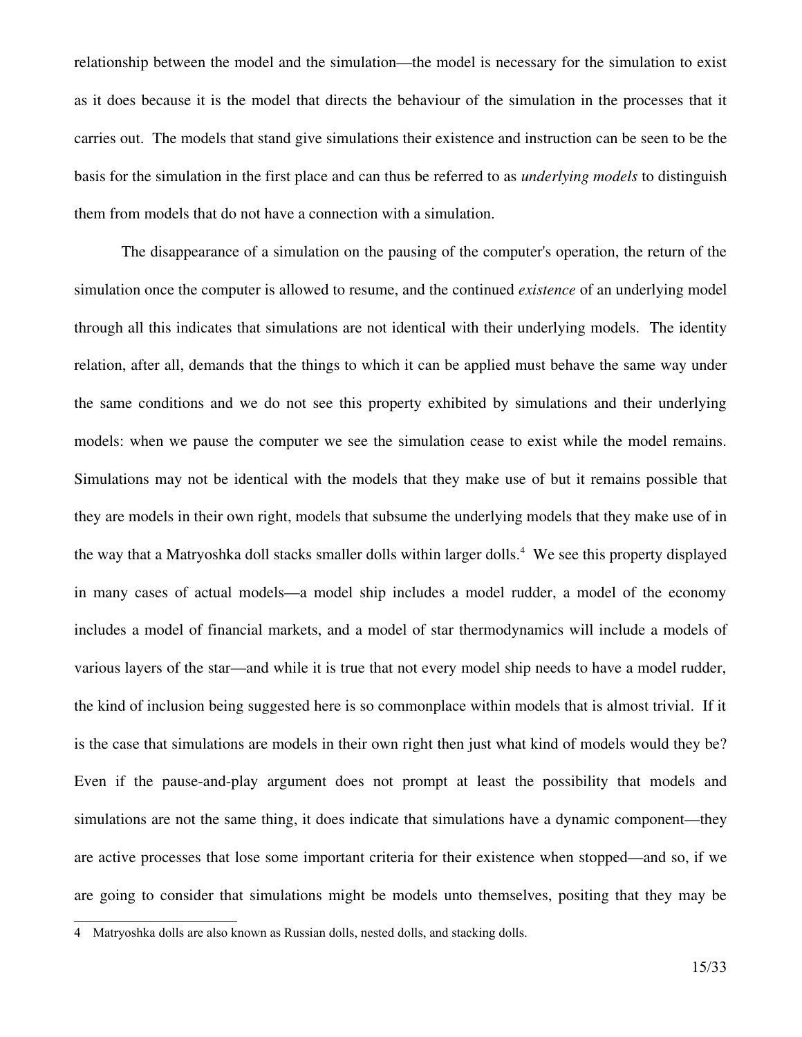relationship between the model and the simulation—the model is necessary for the simulation to exist as it does because it is the model that directs the behaviour of the simulation in the processes that it carries out. The models that stand give simulations their existence and instruction can be seen to be the basis for the simulation in the first place and can thus be referred to as *underlying models* to distinguish them from models that do not have a connection with a simulation.

The disappearance of a simulation on the pausing of the computer's operation, the return of the simulation once the computer is allowed to resume, and the continued *existence* of an underlying model through all this indicates that simulations are not identical with their underlying models. The identity relation, after all, demands that the things to which it can be applied must behave the same way under the same conditions and we do not see this property exhibited by simulations and their underlying models: when we pause the computer we see the simulation cease to exist while the model remains. Simulations may not be identical with the models that they make use of but it remains possible that they are models in their own right, models that subsume the underlying models that they make use of in the way that a Matryoshka doll stacks smaller dolls within larger dolls.[4] We see this property displayed in many cases of actual models—a model ship includes a model rudder, a model of the economy includes a model of financial markets, and a model of star thermodynamics will include a models of various layers of the star—and while it is true that not every model ship needs to have a model rudder, the kind of inclusion being suggested here is so commonplace within models that is almost trivial. If it is the case that simulations are models in their own right then just what kind of models would they be? Even if the pause-and-play argument does not prompt at least the possibility that models and simulations are not the same thing, it does indicate that simulations have a dynamic component—they are active processes that lose some important criteria for their existence when stopped—and so, if we are going to consider that simulations might be models unto themselves, positing that they may be

---

4 Matryoshka dolls are also known as Russian dolls, nested dolls, and stacking dolls.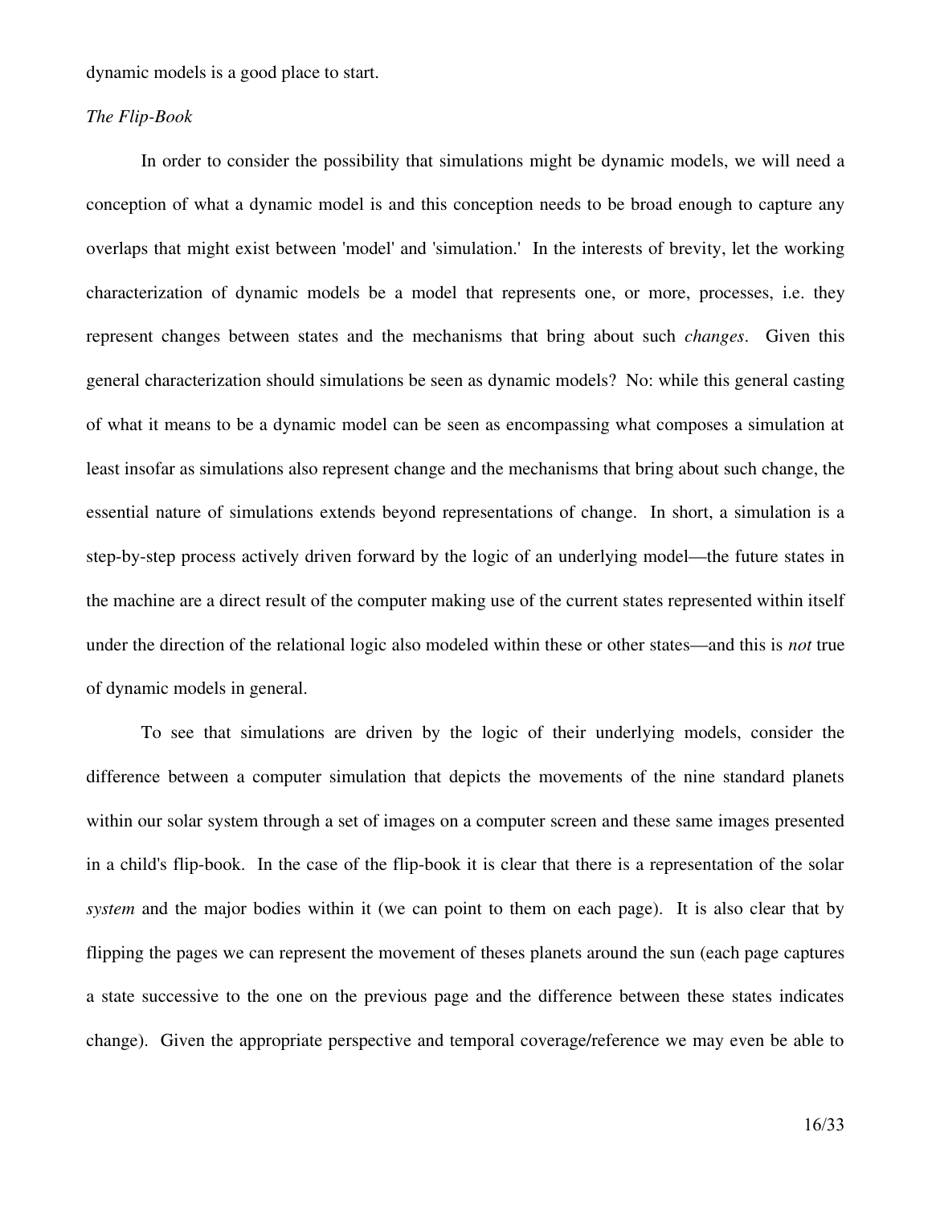dynamic models is a good place to start.

*The Flip-Book*

In order to consider the possibility that simulations might be dynamic models, we will need a conception of what a dynamic model is and this conception needs to be broad enough to capture any overlaps that might exist between 'model' and 'simulation.' In the interests of brevity, let the working characterization of dynamic models be a model that represents one, or more, processes, i.e. they represent changes between states and the mechanisms that bring about such *changes*. Given this general characterization should simulations be seen as dynamic models? No: while this general casting of what it means to be a dynamic model can be seen as encompassing what composes a simulation at least insofar as simulations also represent change and the mechanisms that bring about such change, the essential nature of simulations extends beyond representations of change. In short, a simulation is a step-by-step process actively driven forward by the logic of an underlying model—the future states in the machine are a direct result of the computer making use of the current states represented within itself under the direction of the relational logic also modeled within these or other states—and this is *not* true of dynamic models in general.

To see that simulations are driven by the logic of their underlying models, consider the difference between a computer simulation that depicts the movements of the nine standard planets within our solar system through a set of images on a computer screen and these same images presented in a child's flip-book. In the case of the flip-book it is clear that there is a representation of the solar *system* and the major bodies within it (we can point to them on each page). It is also clear that by flipping the pages we can represent the movement of theses planets around the sun (each page captures a state successive to the one on the previous page and the difference between these states indicates change). Given the appropriate perspective and temporal coverage/reference we may even be able to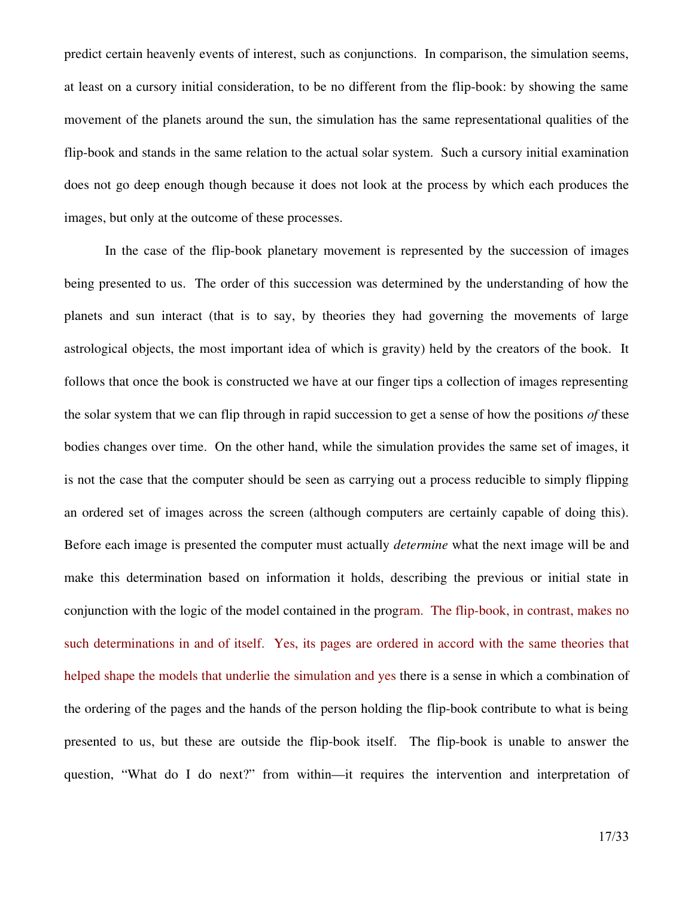predict certain heavenly events of interest, such as conjunctions. In comparison, the simulation seems, at least on a cursory initial consideration, to be no different from the flip-book: by showing the same movement of the planets around the sun, the simulation has the same representational qualities of the flip-book and stands in the same relation to the actual solar system. Such a cursory initial examination does not go deep enough though because it does not look at the process by which each produces the images, but only at the outcome of these processes.

In the case of the flip-book planetary movement is represented by the succession of images being presented to us. The order of this succession was determined by the understanding of how the planets and sun interact (that is to say, by theories they had governing the movements of large astrological objects, the most important idea of which is gravity) held by the creators of the book. It follows that once the book is constructed we have at our finger tips a collection of images representing the solar system that we can flip through in rapid succession to get a sense of how the positions *of* these bodies changes over time. On the other hand, while the simulation provides the same set of images, it is not the case that the computer should be seen as carrying out a process reducible to simply flipping an ordered set of images across the screen (although computers are certainly capable of doing this). Before each image is presented the computer must actually *determine* what the next image will be and make this determination based on information it holds, describing the previous or initial state in conjunction with the logic of the model contained in the program. The flip-book, in contrast, makes no such determinations in and of itself. Yes, its pages are ordered in accord with the same theories that helped shape the models that underlie the simulation and yes there is a sense in which a combination of the ordering of the pages and the hands of the person holding the flip-book contribute to what is being presented to us, but these are outside the flip-book itself. The flip-book is unable to answer the question, "What do I do next?" from within—it requires the intervention and interpretation of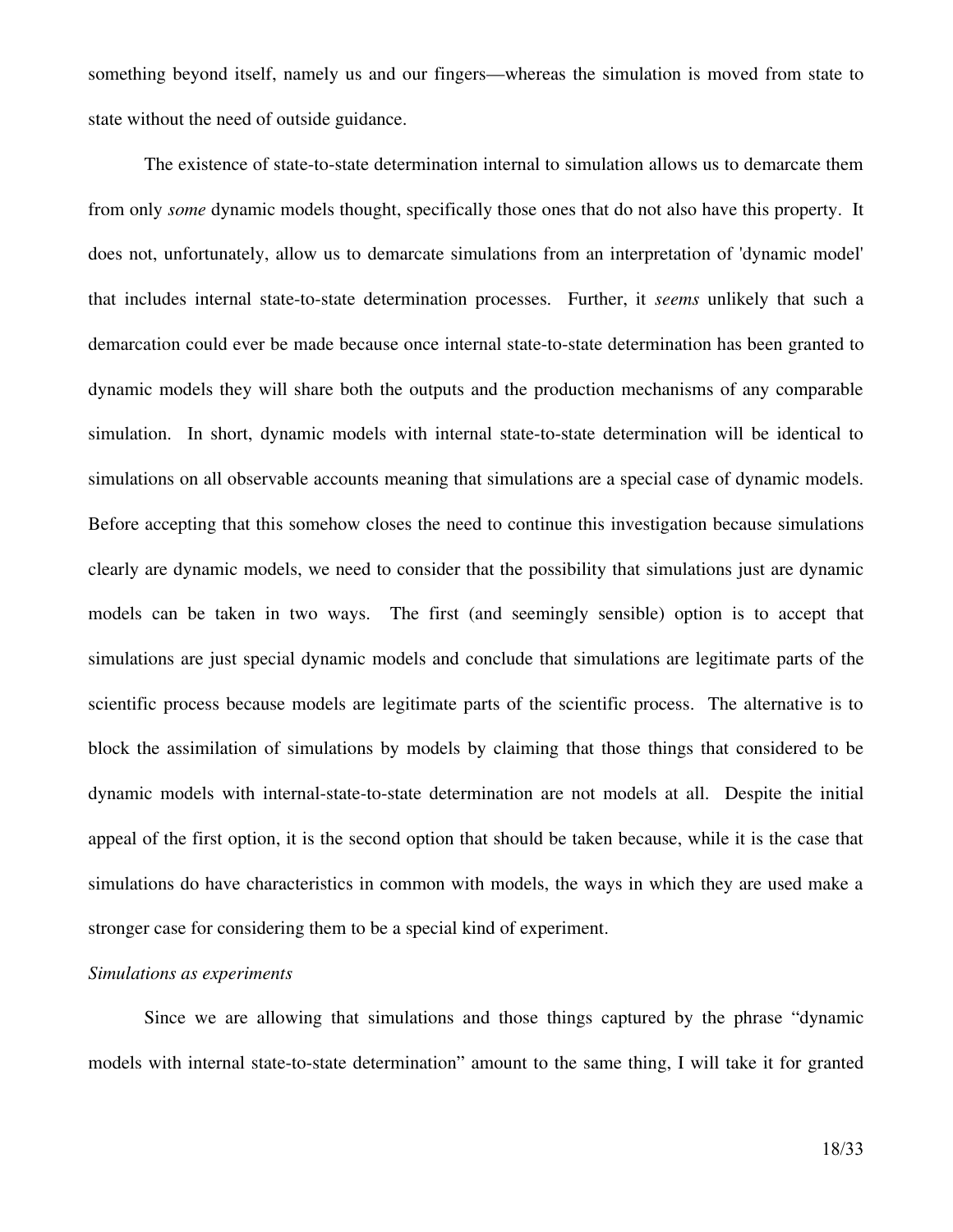something beyond itself, namely us and our fingers—whereas the simulation is moved from state to state without the need of outside guidance.

The existence of state-to-state determination internal to simulation allows us to demarcate them from only *some* dynamic models thought, specifically those ones that do not also have this property. It does not, unfortunately, allow us to demarcate simulations from an interpretation of 'dynamic model' that includes internal state-to-state determination processes. Further, it *seems* unlikely that such a demarcation could ever be made because once internal state-to-state determination has been granted to dynamic models they will share both the outputs and the production mechanisms of any comparable simulation. In short, dynamic models with internal state-to-state determination will be identical to simulations on all observable accounts meaning that simulations are a special case of dynamic models. Before accepting that this somehow closes the need to continue this investigation because simulations clearly are dynamic models, we need to consider that the possibility that simulations just are dynamic models can be taken in two ways. The first (and seemingly sensible) option is to accept that simulations are just special dynamic models and conclude that simulations are legitimate parts of the scientific process because models are legitimate parts of the scientific process. The alternative is to block the assimilation of simulations by models by claiming that those things that considered to be dynamic models with internal-state-to-state determination are not models at all. Despite the initial appeal of the first option, it is the second option that should be taken because, while it is the case that simulations do have characteristics in common with models, the ways in which they are used make a stronger case for considering them to be a special kind of experiment.

*Simulations as experiments*

Since we are allowing that simulations and those things captured by the phrase "dynamic models with internal state-to-state determination" amount to the same thing, I will take it for granted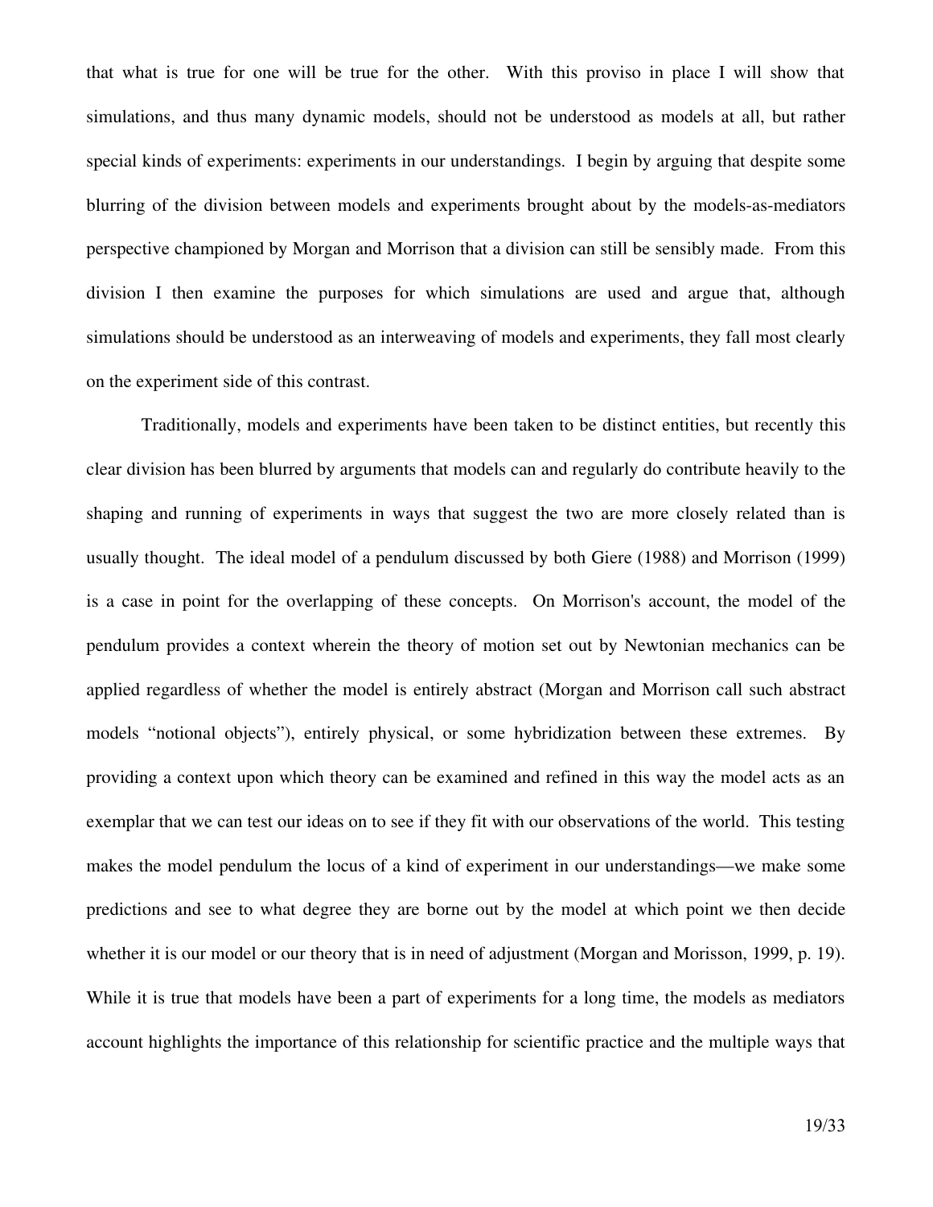that what is true for one will be true for the other. With this proviso in place I will show that simulations, and thus many dynamic models, should not be understood as models at all, but rather special kinds of experiments: experiments in our understandings. I begin by arguing that despite some blurring of the division between models and experiments brought about by the models-as-mediators perspective championed by Morgan and Morrison that a division can still be sensibly made. From this division I then examine the purposes for which simulations are used and argue that, although simulations should be understood as an interweaving of models and experiments, they fall most clearly on the experiment side of this contrast.

Traditionally, models and experiments have been taken to be distinct entities, but recently this clear division has been blurred by arguments that models can and regularly do contribute heavily to the shaping and running of experiments in ways that suggest the two are more closely related than is usually thought. The ideal model of a pendulum discussed by both Giere (1988) and Morrison (1999) is a case in point for the overlapping of these concepts. On Morrison's account, the model of the pendulum provides a context wherein the theory of motion set out by Newtonian mechanics can be applied regardless of whether the model is entirely abstract (Morgan and Morrison call such abstract models "notional objects"), entirely physical, or some hybridization between these extremes. By providing a context upon which theory can be examined and refined in this way the model acts as an exemplar that we can test our ideas on to see if they fit with our observations of the world. This testing makes the model pendulum the locus of a kind of experiment in our understandings—we make some predictions and see to what degree they are borne out by the model at which point we then decide whether it is our model or our theory that is in need of adjustment (Morgan and Morisson, 1999, p. 19). While it is true that models have been a part of experiments for a long time, the models as mediators account highlights the importance of this relationship for scientific practice and the multiple ways that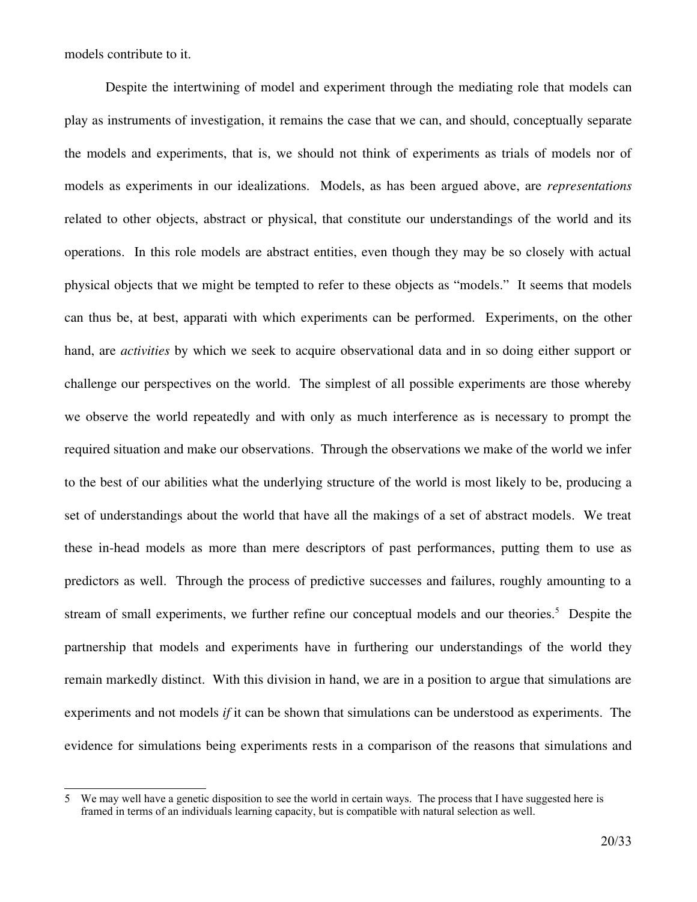models contribute to it.

Despite the intertwining of model and experiment through the mediating role that models can play as instruments of investigation, it remains the case that we can, and should, conceptually separate the models and experiments, that is, we should not think of experiments as trials of models nor of models as experiments in our idealizations. Models, as has been argued above, are *representations* related to other objects, abstract or physical, that constitute our understandings of the world and its operations. In this role models are abstract entities, even though they may be so closely with actual physical objects that we might be tempted to refer to these objects as "models." It seems that models can thus be, at best, apparati with which experiments can be performed. Experiments, on the other hand, are *activities* by which we seek to acquire observational data and in so doing either support or challenge our perspectives on the world. The simplest of all possible experiments are those whereby we observe the world repeatedly and with only as much interference as is necessary to prompt the required situation and make our observations. Through the observations we make of the world we infer to the best of our abilities what the underlying structure of the world is most likely to be, producing a set of understandings about the world that have all the makings of a set of abstract models. We treat these in-head models as more than mere descriptors of past performances, putting them to use as predictors as well. Through the process of predictive successes and failures, roughly amounting to a stream of small experiments, we further refine our conceptual models and our theories.[5] Despite the partnership that models and experiments have in furthering our understandings of the world they remain markedly distinct. With this division in hand, we are in a position to argue that simulations are experiments and not models *if* it can be shown that simulations can be understood as experiments. The evidence for simulations being experiments rests in a comparison of the reasons that simulations and

---

5 We may well have a genetic disposition to see the world in certain ways. The process that I have suggested here is framed in terms of an individuals learning capacity, but is compatible with natural selection as well.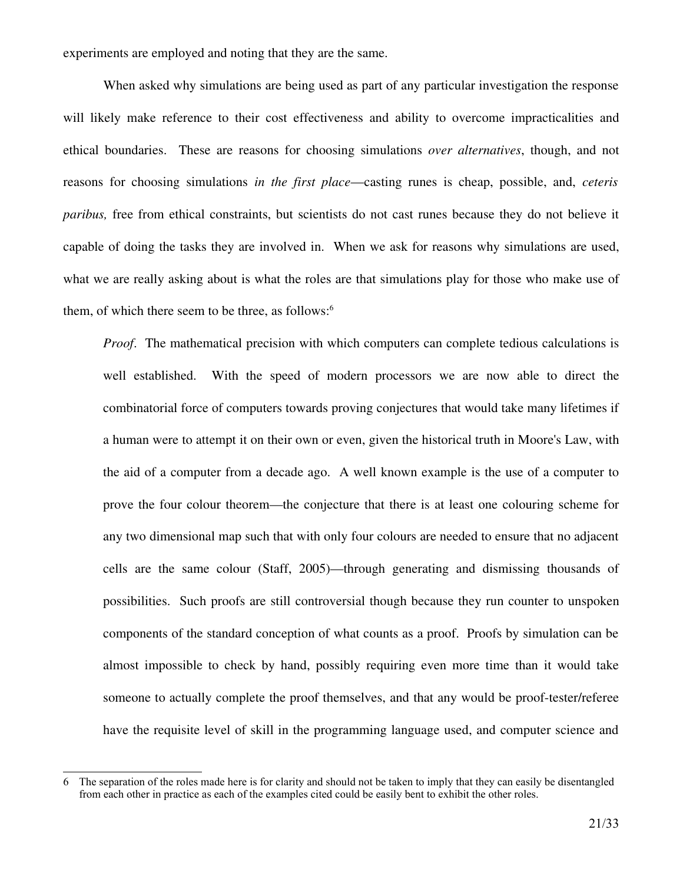experiments are employed and noting that they are the same.

When asked why simulations are being used as part of any particular investigation the response will likely make reference to their cost effectiveness and ability to overcome impracticalities and ethical boundaries. These are reasons for choosing simulations *over alternatives*, though, and not reasons for choosing simulations *in the first place*—casting runes is cheap, possible, and, *ceteris paribus,* free from ethical constraints, but scientists do not cast runes because they do not believe it capable of doing the tasks they are involved in. When we ask for reasons why simulations are used, what we are really asking about is what the roles are that simulations play for those who make use of them, of which there seem to be three, as follows:[6]

> *Proof*. The mathematical precision with which computers can complete tedious calculations is well established. With the speed of modern processors we are now able to direct the combinatorial force of computers towards proving conjectures that would take many lifetimes if a human were to attempt it on their own or even, given the historical truth in Moore's Law, with the aid of a computer from a decade ago. A well known example is the use of a computer to prove the four colour theorem—the conjecture that there is at least one colouring scheme for any two dimensional map such that with only four colours are needed to ensure that no adjacent cells are the same colour (Staff, 2005)—through generating and dismissing thousands of possibilities. Such proofs are still controversial though because they run counter to unspoken components of the standard conception of what counts as a proof. Proofs by simulation can be almost impossible to check by hand, possibly requiring even more time than it would take someone to actually complete the proof themselves, and that any would be proof-tester/referee have the requisite level of skill in the programming language used, and computer science and

6 The separation of the roles made here is for clarity and should not be taken to imply that they can easily be disentangled from each other in practice as each of the examples cited could be easily bent to exhibit the other roles.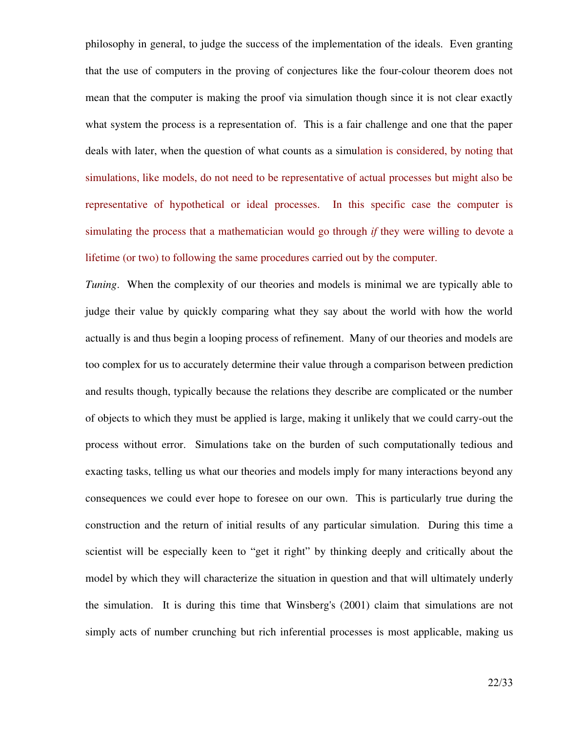philosophy in general, to judge the success of the implementation of the ideals. Even granting that the use of computers in the proving of conjectures like the four-colour theorem does not mean that the computer is making the proof via simulation though since it is not clear exactly what system the process is a representation of. This is a fair challenge and one that the paper deals with later, when the question of what counts as a simulation is considered, by noting that simulations, like models, do not need to be representative of actual processes but might also be representative of hypothetical or ideal processes. In this specific case the computer is simulating the process that a mathematician would go through *if* they were willing to devote a lifetime (or two) to following the same procedures carried out by the computer.

*Tuning*. When the complexity of our theories and models is minimal we are typically able to judge their value by quickly comparing what they say about the world with how the world actually is and thus begin a looping process of refinement. Many of our theories and models are too complex for us to accurately determine their value through a comparison between prediction and results though, typically because the relations they describe are complicated or the number of objects to which they must be applied is large, making it unlikely that we could carry-out the process without error. Simulations take on the burden of such computationally tedious and exacting tasks, telling us what our theories and models imply for many interactions beyond any consequences we could ever hope to foresee on our own. This is particularly true during the construction and the return of initial results of any particular simulation. During this time a scientist will be especially keen to "get it right" by thinking deeply and critically about the model by which they will characterize the situation in question and that will ultimately underly the simulation. It is during this time that Winsberg's (2001) claim that simulations are not simply acts of number crunching but rich inferential processes is most applicable, making us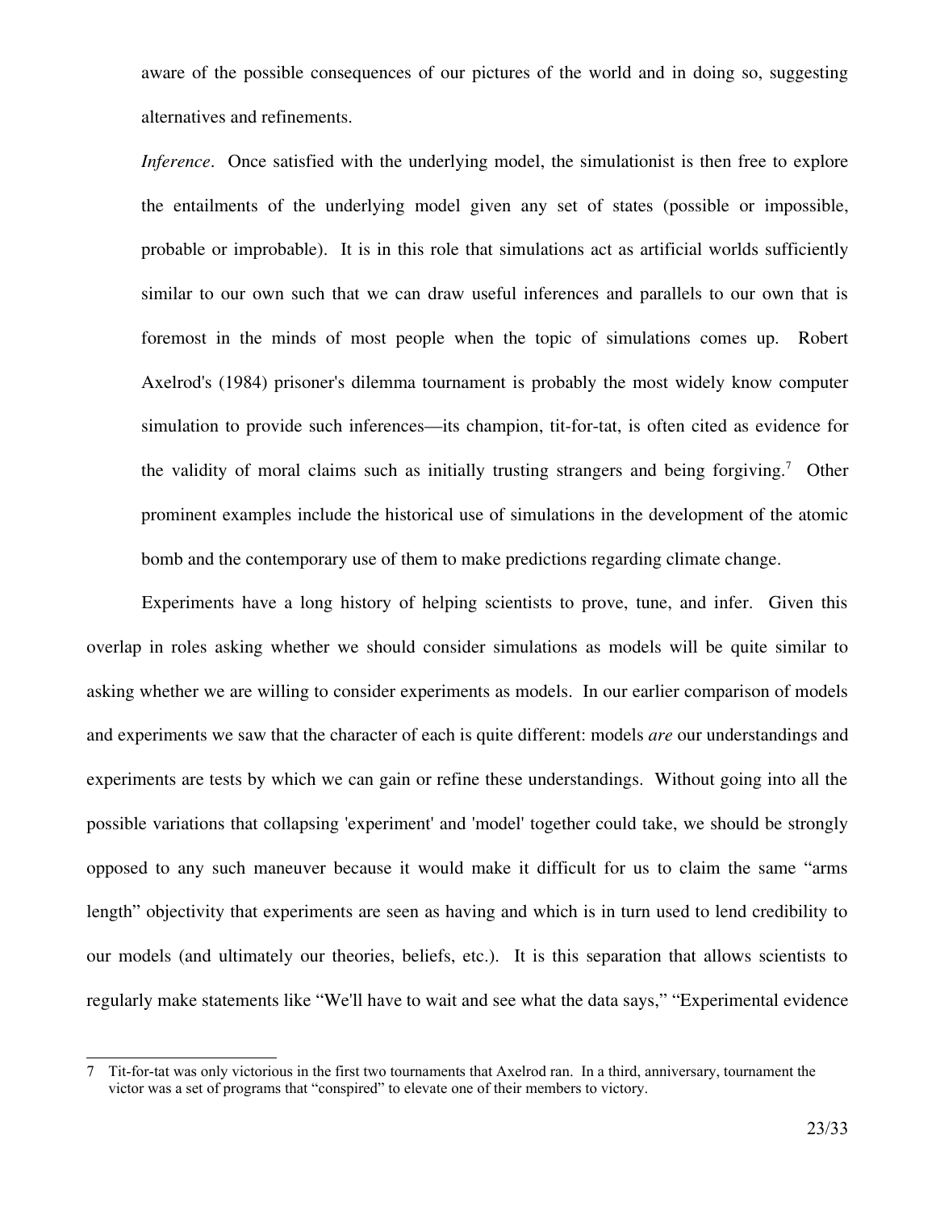aware of the possible consequences of our pictures of the world and in doing so, suggesting alternatives and refinements.

*Inference*. Once satisfied with the underlying model, the simulationist is then free to explore the entailments of the underlying model given any set of states (possible or impossible, probable or improbable). It is in this role that simulations act as artificial worlds sufficiently similar to our own such that we can draw useful inferences and parallels to our own that is foremost in the minds of most people when the topic of simulations comes up. Robert Axelrod's (1984) prisoner's dilemma tournament is probably the most widely know computer simulation to provide such inferences—its champion, tit-for-tat, is often cited as evidence for the validity of moral claims such as initially trusting strangers and being forgiving.[7] Other prominent examples include the historical use of simulations in the development of the atomic bomb and the contemporary use of them to make predictions regarding climate change.

Experiments have a long history of helping scientists to prove, tune, and infer. Given this overlap in roles asking whether we should consider simulations as models will be quite similar to asking whether we are willing to consider experiments as models. In our earlier comparison of models and experiments we saw that the character of each is quite different: models *are* our understandings and experiments are tests by which we can gain or refine these understandings. Without going into all the possible variations that collapsing 'experiment' and 'model' together could take, we should be strongly opposed to any such maneuver because it would make it difficult for us to claim the same "arms length" objectivity that experiments are seen as having and which is in turn used to lend credibility to our models (and ultimately our theories, beliefs, etc.). It is this separation that allows scientists to regularly make statements like "We'll have to wait and see what the data says," "Experimental evidence

[7] Tit-for-tat was only victorious in the first two tournaments that Axelrod ran. In a third, anniversary, tournament the victor was a set of programs that "conspired" to elevate one of their members to victory.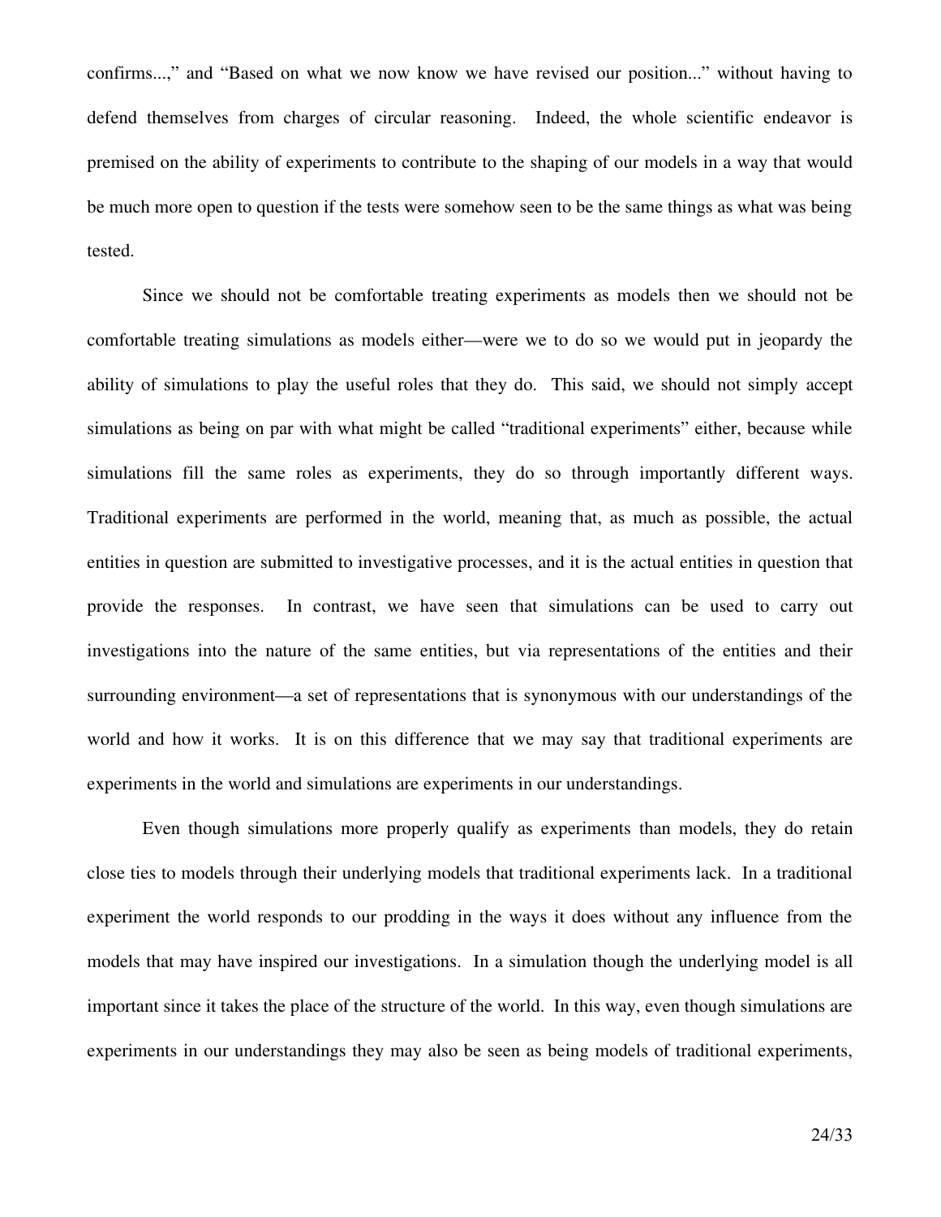confirms...," and "Based on what we now know we have revised our position..." without having to defend themselves from charges of circular reasoning. Indeed, the whole scientific endeavor is premised on the ability of experiments to contribute to the shaping of our models in a way that would be much more open to question if the tests were somehow seen to be the same things as what was being tested.

Since we should not be comfortable treating experiments as models then we should not be comfortable treating simulations as models either—were we to do so we would put in jeopardy the ability of simulations to play the useful roles that they do. This said, we should not simply accept simulations as being on par with what might be called "traditional experiments" either, because while simulations fill the same roles as experiments, they do so through importantly different ways. Traditional experiments are performed in the world, meaning that, as much as possible, the actual entities in question are submitted to investigative processes, and it is the actual entities in question that provide the responses. In contrast, we have seen that simulations can be used to carry out investigations into the nature of the same entities, but via representations of the entities and their surrounding environment—a set of representations that is synonymous with our understandings of the world and how it works. It is on this difference that we may say that traditional experiments are experiments in the world and simulations are experiments in our understandings.

Even though simulations more properly qualify as experiments than models, they do retain close ties to models through their underlying models that traditional experiments lack. In a traditional experiment the world responds to our prodding in the ways it does without any influence from the models that may have inspired our investigations. In a simulation though the underlying model is all important since it takes the place of the structure of the world. In this way, even though simulations are experiments in our understandings they may also be seen as being models of traditional experiments,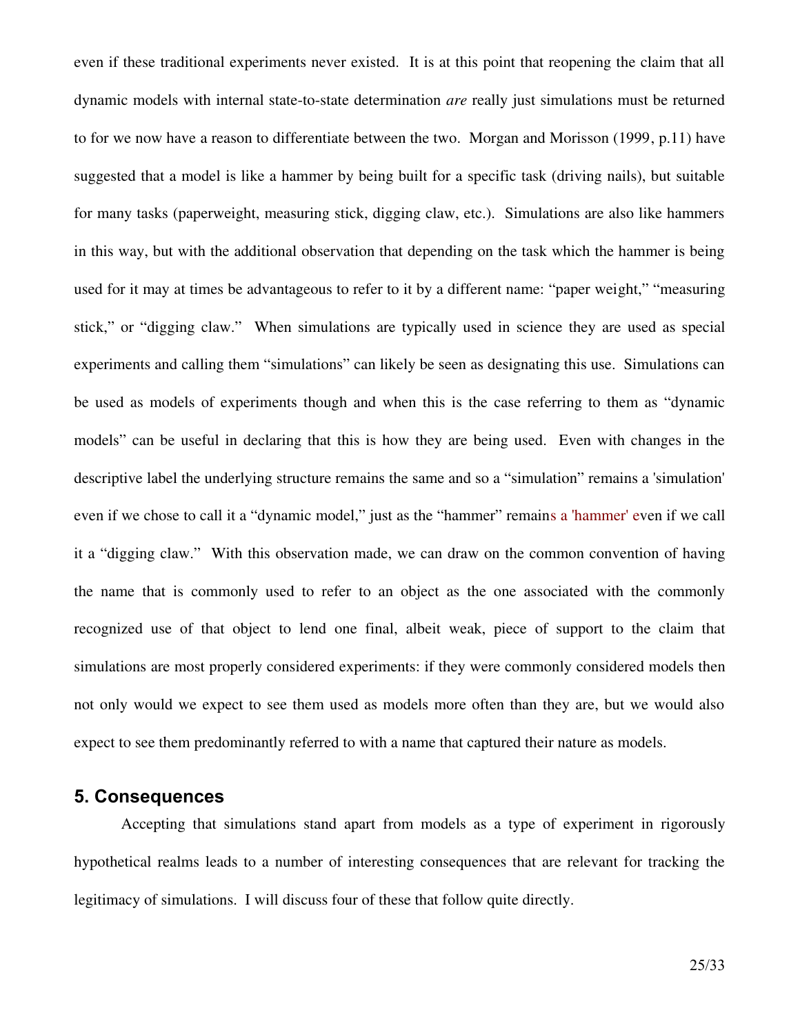even if these traditional experiments never existed. It is at this point that reopening the claim that all dynamic models with internal state-to-state determination *are* really just simulations must be returned to for we now have a reason to differentiate between the two. Morgan and Morisson (1999, p.11) have suggested that a model is like a hammer by being built for a specific task (driving nails), but suitable for many tasks (paperweight, measuring stick, digging claw, etc.). Simulations are also like hammers in this way, but with the additional observation that depending on the task which the hammer is being used for it may at times be advantageous to refer to it by a different name: "paper weight," "measuring stick," or "digging claw." When simulations are typically used in science they are used as special experiments and calling them "simulations" can likely be seen as designating this use. Simulations can be used as models of experiments though and when this is the case referring to them as "dynamic models" can be useful in declaring that this is how they are being used. Even with changes in the descriptive label the underlying structure remains the same and so a "simulation" remains a 'simulation' even if we chose to call it a "dynamic model," just as the "hammer" remains a 'hammer' even if we call it a "digging claw." With this observation made, we can draw on the common convention of having the name that is commonly used to refer to an object as the one associated with the commonly recognized use of that object to lend one final, albeit weak, piece of support to the claim that simulations are most properly considered experiments: if they were commonly considered models then not only would we expect to see them used as models more often than they are, but we would also expect to see them predominantly referred to with a name that captured their nature as models.

## 5. Consequences

Accepting that simulations stand apart from models as a type of experiment in rigorously hypothetical realms leads to a number of interesting consequences that are relevant for tracking the legitimacy of simulations. I will discuss four of these that follow quite directly.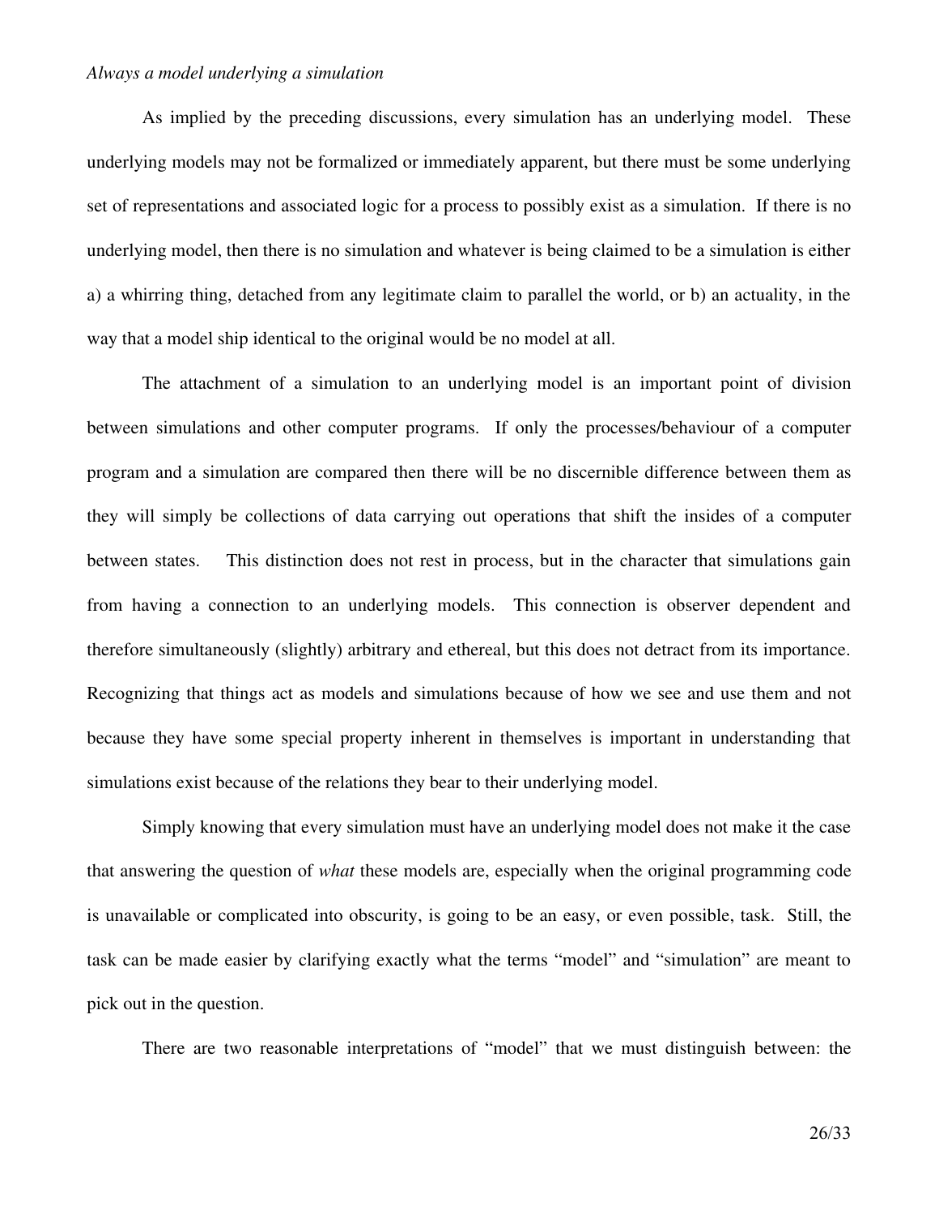*Always a model underlying a simulation*

As implied by the preceding discussions, every simulation has an underlying model. These underlying models may not be formalized or immediately apparent, but there must be some underlying set of representations and associated logic for a process to possibly exist as a simulation. If there is no underlying model, then there is no simulation and whatever is being claimed to be a simulation is either a) a whirring thing, detached from any legitimate claim to parallel the world, or b) an actuality, in the way that a model ship identical to the original would be no model at all.

The attachment of a simulation to an underlying model is an important point of division between simulations and other computer programs. If only the processes/behaviour of a computer program and a simulation are compared then there will be no discernible difference between them as they will simply be collections of data carrying out operations that shift the insides of a computer between states. This distinction does not rest in process, but in the character that simulations gain from having a connection to an underlying models. This connection is observer dependent and therefore simultaneously (slightly) arbitrary and ethereal, but this does not detract from its importance. Recognizing that things act as models and simulations because of how we see and use them and not because they have some special property inherent in themselves is important in understanding that simulations exist because of the relations they bear to their underlying model.

Simply knowing that every simulation must have an underlying model does not make it the case that answering the question of *what* these models are, especially when the original programming code is unavailable or complicated into obscurity, is going to be an easy, or even possible, task. Still, the task can be made easier by clarifying exactly what the terms "model" and "simulation" are meant to pick out in the question.

There are two reasonable interpretations of "model" that we must distinguish between: the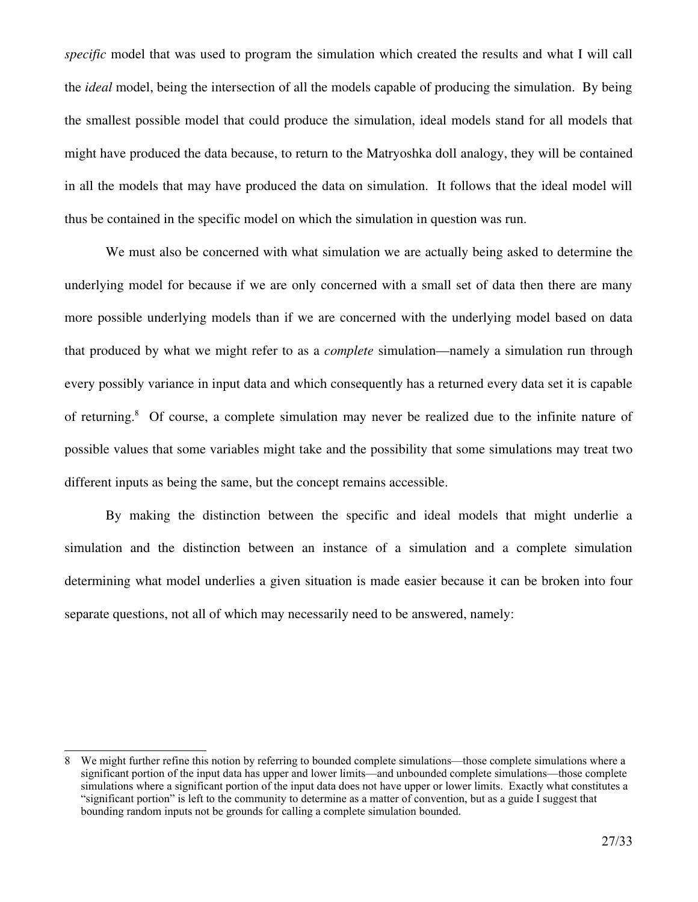*specific* model that was used to program the simulation which created the results and what I will call the *ideal* model, being the intersection of all the models capable of producing the simulation. By being the smallest possible model that could produce the simulation, ideal models stand for all models that might have produced the data because, to return to the Matryoshka doll analogy, they will be contained in all the models that may have produced the data on simulation. It follows that the ideal model will thus be contained in the specific model on which the simulation in question was run.

We must also be concerned with what simulation we are actually being asked to determine the underlying model for because if we are only concerned with a small set of data then there are many more possible underlying models than if we are concerned with the underlying model based on data that produced by what we might refer to as a *complete* simulation—namely a simulation run through every possibly variance in input data and which consequently has a returned every data set it is capable of returning.[8] Of course, a complete simulation may never be realized due to the infinite nature of possible values that some variables might take and the possibility that some simulations may treat two different inputs as being the same, but the concept remains accessible.

By making the distinction between the specific and ideal models that might underlie a simulation and the distinction between an instance of a simulation and a complete simulation determining what model underlies a given situation is made easier because it can be broken into four separate questions, not all of which may necessarily need to be answered, namely:

---

8 We might further refine this notion by referring to bounded complete simulations—those complete simulations where a significant portion of the input data has upper and lower limits—and unbounded complete simulations—those complete simulations where a significant portion of the input data does not have upper or lower limits. Exactly what constitutes a "significant portion" is left to the community to determine as a matter of convention, but as a guide I suggest that bounding random inputs not be grounds for calling a complete simulation bounded.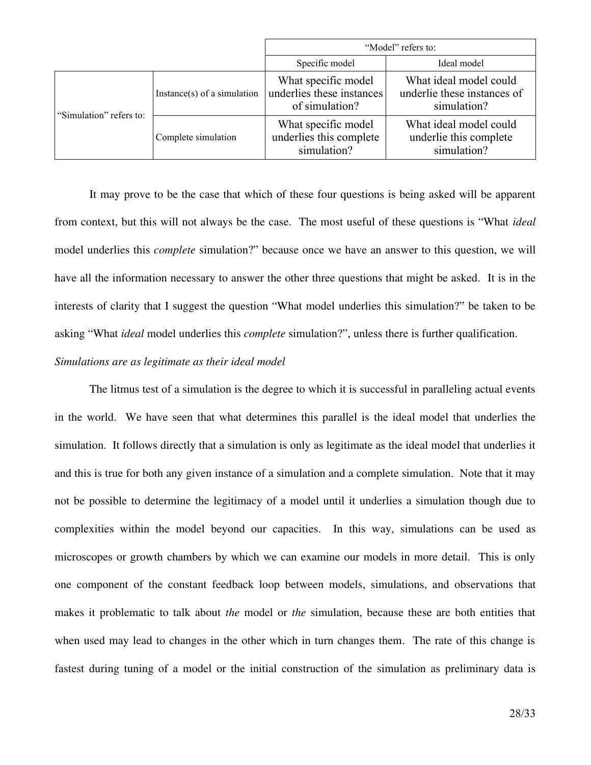| | | "Model" refers to: | |
|---|---|---|---|
| | | Specific model | Ideal model |
| "Simulation" refers to: | Instance(s) of a simulation | What specific model underlies these instances of simulation? | What ideal model could underlie these instances of simulation? |
| | Complete simulation | What specific model underlies this complete simulation? | What ideal model could underlie this complete simulation? |

It may prove to be the case that which of these four questions is being asked will be apparent from context, but this will not always be the case. The most useful of these questions is "What *ideal* model underlies this *complete* simulation?" because once we have an answer to this question, we will have all the information necessary to answer the other three questions that might be asked. It is in the interests of clarity that I suggest the question "What model underlies this simulation?" be taken to be asking "What *ideal* model underlies this *complete* simulation?", unless there is further qualification.

*Simulations are as legitimate as their ideal model*

The litmus test of a simulation is the degree to which it is successful in paralleling actual events in the world. We have seen that what determines this parallel is the ideal model that underlies the simulation. It follows directly that a simulation is only as legitimate as the ideal model that underlies it and this is true for both any given instance of a simulation and a complete simulation. Note that it may not be possible to determine the legitimacy of a model until it underlies a simulation though due to complexities within the model beyond our capacities. In this way, simulations can be used as microscopes or growth chambers by which we can examine our models in more detail. This is only one component of the constant feedback loop between models, simulations, and observations that makes it problematic to talk about *the* model or *the* simulation, because these are both entities that when used may lead to changes in the other which in turn changes them. The rate of this change is fastest during tuning of a model or the initial construction of the simulation as preliminary data is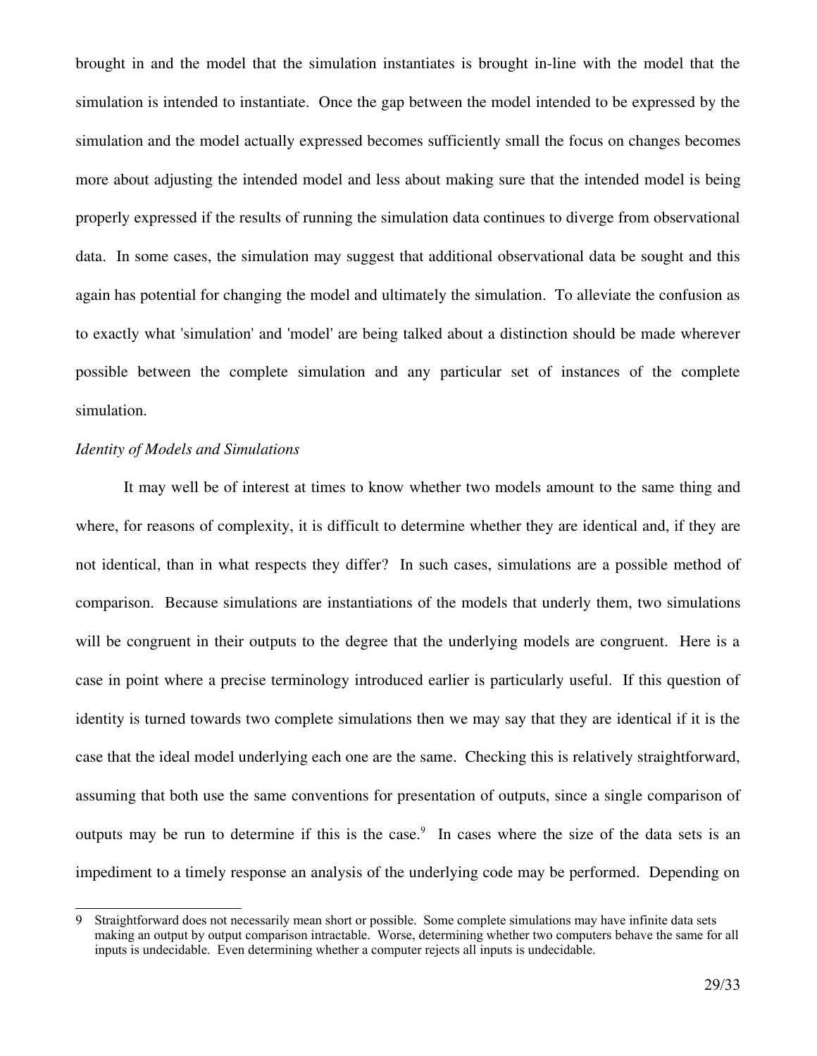brought in and the model that the simulation instantiates is brought in-line with the model that the simulation is intended to instantiate. Once the gap between the model intended to be expressed by the simulation and the model actually expressed becomes sufficiently small the focus on changes becomes more about adjusting the intended model and less about making sure that the intended model is being properly expressed if the results of running the simulation data continues to diverge from observational data. In some cases, the simulation may suggest that additional observational data be sought and this again has potential for changing the model and ultimately the simulation. To alleviate the confusion as to exactly what 'simulation' and 'model' are being talked about a distinction should be made wherever possible between the complete simulation and any particular set of instances of the complete simulation.

*Identity of Models and Simulations*

It may well be of interest at times to know whether two models amount to the same thing and where, for reasons of complexity, it is difficult to determine whether they are identical and, if they are not identical, than in what respects they differ? In such cases, simulations are a possible method of comparison. Because simulations are instantiations of the models that underly them, two simulations will be congruent in their outputs to the degree that the underlying models are congruent. Here is a case in point where a precise terminology introduced earlier is particularly useful. If this question of identity is turned towards two complete simulations then we may say that they are identical if it is the case that the ideal model underlying each one are the same. Checking this is relatively straightforward, assuming that both use the same conventions for presentation of outputs, since a single comparison of outputs may be run to determine if this is the case.[9] In cases where the size of the data sets is an impediment to a timely response an analysis of the underlying code may be performed. Depending on

---

9 Straightforward does not necessarily mean short or possible. Some complete simulations may have infinite data sets making an output by output comparison intractable. Worse, determining whether two computers behave the same for all inputs is undecidable. Even determining whether a computer rejects all inputs is undecidable.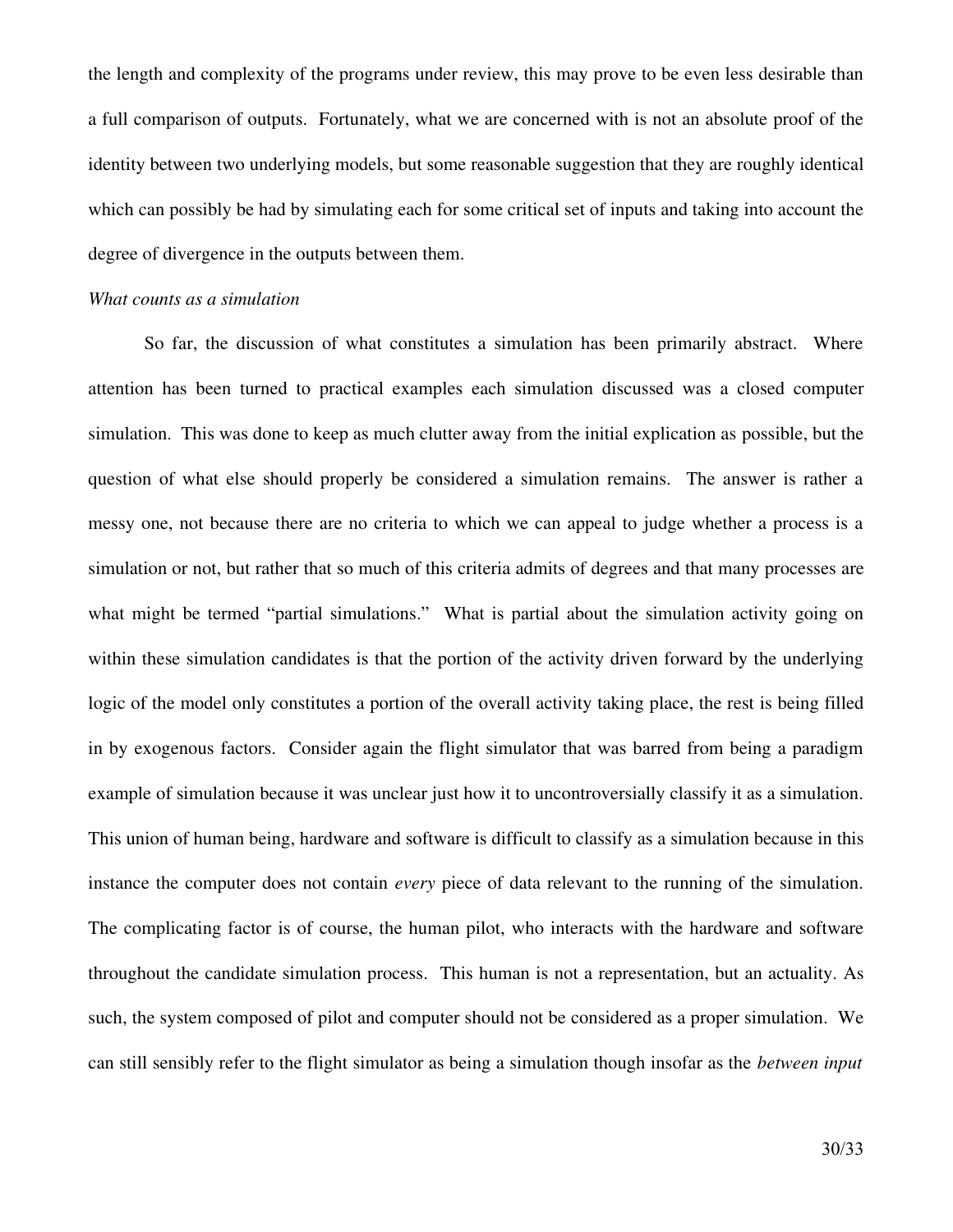the length and complexity of the programs under review, this may prove to be even less desirable than a full comparison of outputs. Fortunately, what we are concerned with is not an absolute proof of the identity between two underlying models, but some reasonable suggestion that they are roughly identical which can possibly be had by simulating each for some critical set of inputs and taking into account the degree of divergence in the outputs between them.

*What counts as a simulation*

So far, the discussion of what constitutes a simulation has been primarily abstract. Where attention has been turned to practical examples each simulation discussed was a closed computer simulation. This was done to keep as much clutter away from the initial explication as possible, but the question of what else should properly be considered a simulation remains. The answer is rather a messy one, not because there are no criteria to which we can appeal to judge whether a process is a simulation or not, but rather that so much of this criteria admits of degrees and that many processes are what might be termed "partial simulations." What is partial about the simulation activity going on within these simulation candidates is that the portion of the activity driven forward by the underlying logic of the model only constitutes a portion of the overall activity taking place, the rest is being filled in by exogenous factors. Consider again the flight simulator that was barred from being a paradigm example of simulation because it was unclear just how it to uncontroversially classify it as a simulation. This union of human being, hardware and software is difficult to classify as a simulation because in this instance the computer does not contain *every* piece of data relevant to the running of the simulation. The complicating factor is of course, the human pilot, who interacts with the hardware and software throughout the candidate simulation process. This human is not a representation, but an actuality. As such, the system composed of pilot and computer should not be considered as a proper simulation. We can still sensibly refer to the flight simulator as being a simulation though insofar as the *between input*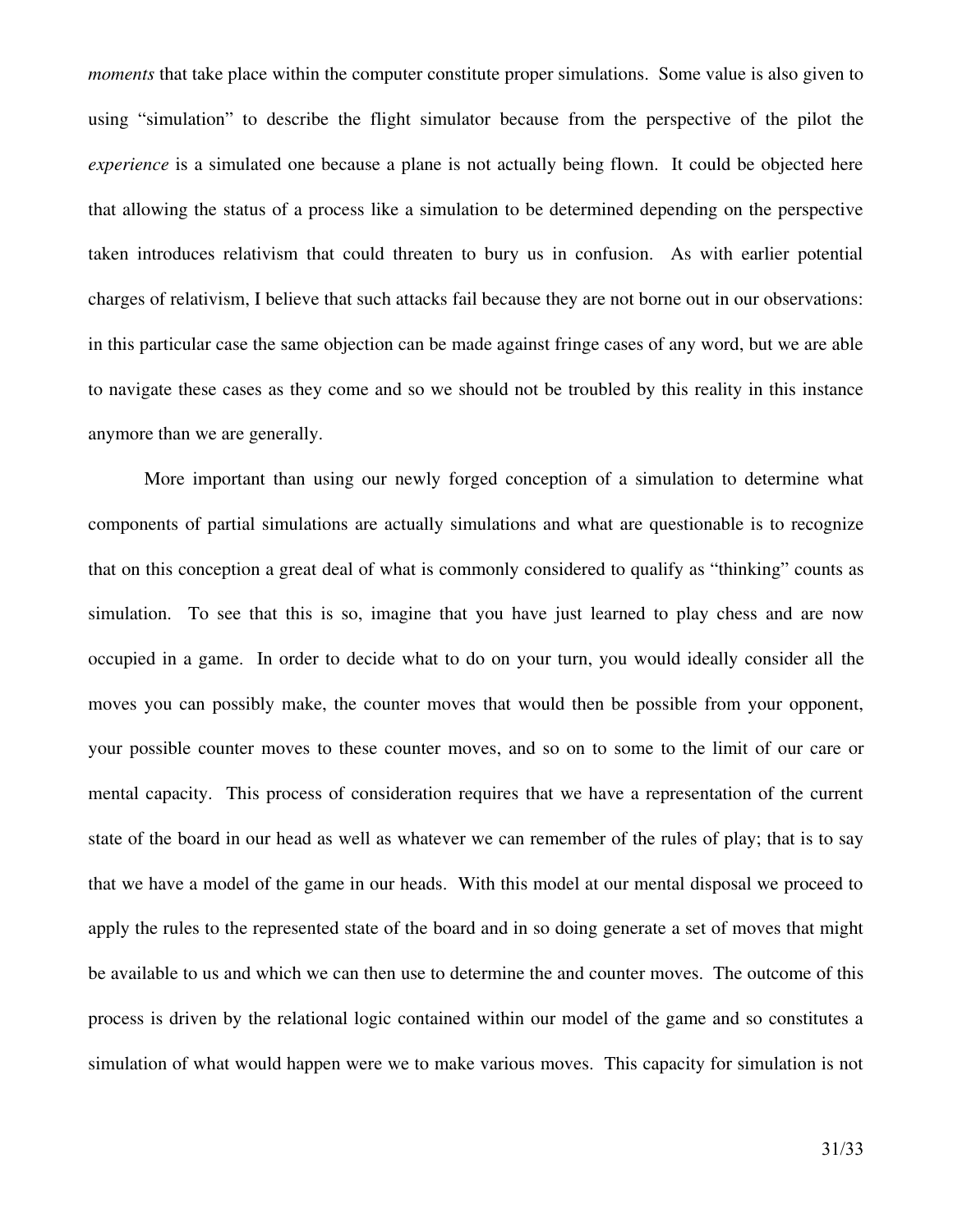*moments* that take place within the computer constitute proper simulations. Some value is also given to using "simulation" to describe the flight simulator because from the perspective of the pilot the *experience* is a simulated one because a plane is not actually being flown. It could be objected here that allowing the status of a process like a simulation to be determined depending on the perspective taken introduces relativism that could threaten to bury us in confusion. As with earlier potential charges of relativism, I believe that such attacks fail because they are not borne out in our observations: in this particular case the same objection can be made against fringe cases of any word, but we are able to navigate these cases as they come and so we should not be troubled by this reality in this instance anymore than we are generally.

More important than using our newly forged conception of a simulation to determine what components of partial simulations are actually simulations and what are questionable is to recognize that on this conception a great deal of what is commonly considered to qualify as "thinking" counts as simulation. To see that this is so, imagine that you have just learned to play chess and are now occupied in a game. In order to decide what to do on your turn, you would ideally consider all the moves you can possibly make, the counter moves that would then be possible from your opponent, your possible counter moves to these counter moves, and so on to some to the limit of our care or mental capacity. This process of consideration requires that we have a representation of the current state of the board in our head as well as whatever we can remember of the rules of play; that is to say that we have a model of the game in our heads. With this model at our mental disposal we proceed to apply the rules to the represented state of the board and in so doing generate a set of moves that might be available to us and which we can then use to determine the and counter moves. The outcome of this process is driven by the relational logic contained within our model of the game and so constitutes a simulation of what would happen were we to make various moves. This capacity for simulation is not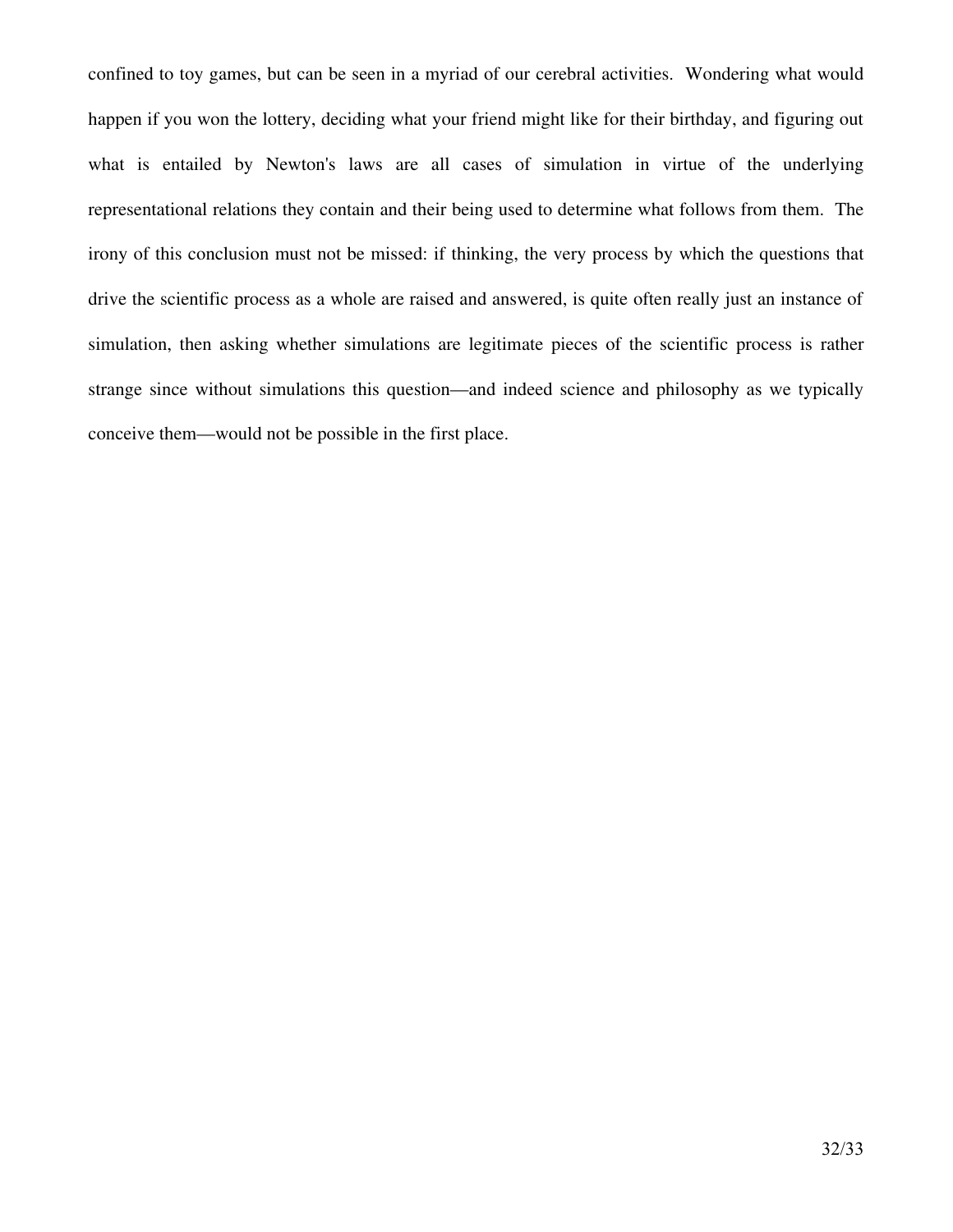confined to toy games, but can be seen in a myriad of our cerebral activities. Wondering what would happen if you won the lottery, deciding what your friend might like for their birthday, and figuring out what is entailed by Newton's laws are all cases of simulation in virtue of the underlying representational relations they contain and their being used to determine what follows from them. The irony of this conclusion must not be missed: if thinking, the very process by which the questions that drive the scientific process as a whole are raised and answered, is quite often really just an instance of simulation, then asking whether simulations are legitimate pieces of the scientific process is rather strange since without simulations this question—and indeed science and philosophy as we typically conceive them—would not be possible in the first place.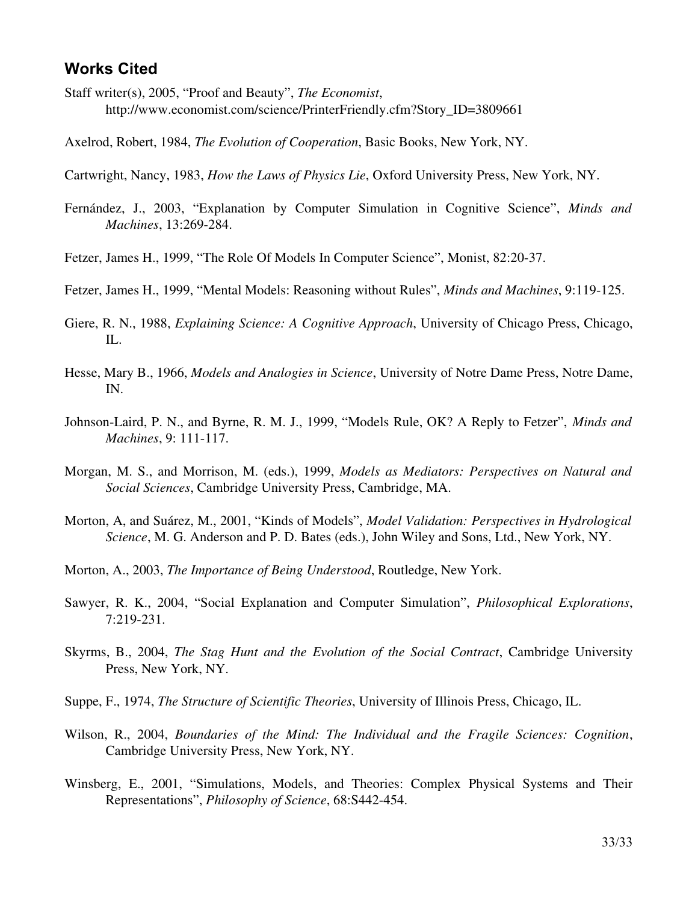## Works Cited

Staff writer(s), 2005, "Proof and Beauty", *The Economist*, http://www.economist.com/science/PrinterFriendly.cfm?Story_ID=3809661

Axelrod, Robert, 1984, *The Evolution of Cooperation*, Basic Books, New York, NY.

Cartwright, Nancy, 1983, *How the Laws of Physics Lie*, Oxford University Press, New York, NY.

Fernández, J., 2003, "Explanation by Computer Simulation in Cognitive Science", *Minds and Machines*, 13:269-284.

Fetzer, James H., 1999, "The Role Of Models In Computer Science", Monist, 82:20-37.

Fetzer, James H., 1999, "Mental Models: Reasoning without Rules", *Minds and Machines*, 9:119-125.

Giere, R. N., 1988, *Explaining Science: A Cognitive Approach*, University of Chicago Press, Chicago, IL.

Hesse, Mary B., 1966, *Models and Analogies in Science*, University of Notre Dame Press, Notre Dame, IN.

Johnson-Laird, P. N., and Byrne, R. M. J., 1999, "Models Rule, OK? A Reply to Fetzer", *Minds and Machines*, 9: 111-117.

Morgan, M. S., and Morrison, M. (eds.), 1999, *Models as Mediators: Perspectives on Natural and Social Sciences*, Cambridge University Press, Cambridge, MA.

Morton, A, and Suárez, M., 2001, "Kinds of Models", *Model Validation: Perspectives in Hydrological Science*, M. G. Anderson and P. D. Bates (eds.), John Wiley and Sons, Ltd., New York, NY.

Morton, A., 2003, *The Importance of Being Understood*, Routledge, New York.

Sawyer, R. K., 2004, "Social Explanation and Computer Simulation", *Philosophical Explorations*, 7:219-231.

Skyrms, B., 2004, *The Stag Hunt and the Evolution of the Social Contract*, Cambridge University Press, New York, NY.

Suppe, F., 1974, *The Structure of Scientific Theories*, University of Illinois Press, Chicago, IL.

Wilson, R., 2004, *Boundaries of the Mind: The Individual and the Fragile Sciences: Cognition*, Cambridge University Press, New York, NY.

Winsberg, E., 2001, "Simulations, Models, and Theories: Complex Physical Systems and Their Representations", *Philosophy of Science*, 68:S442-454.